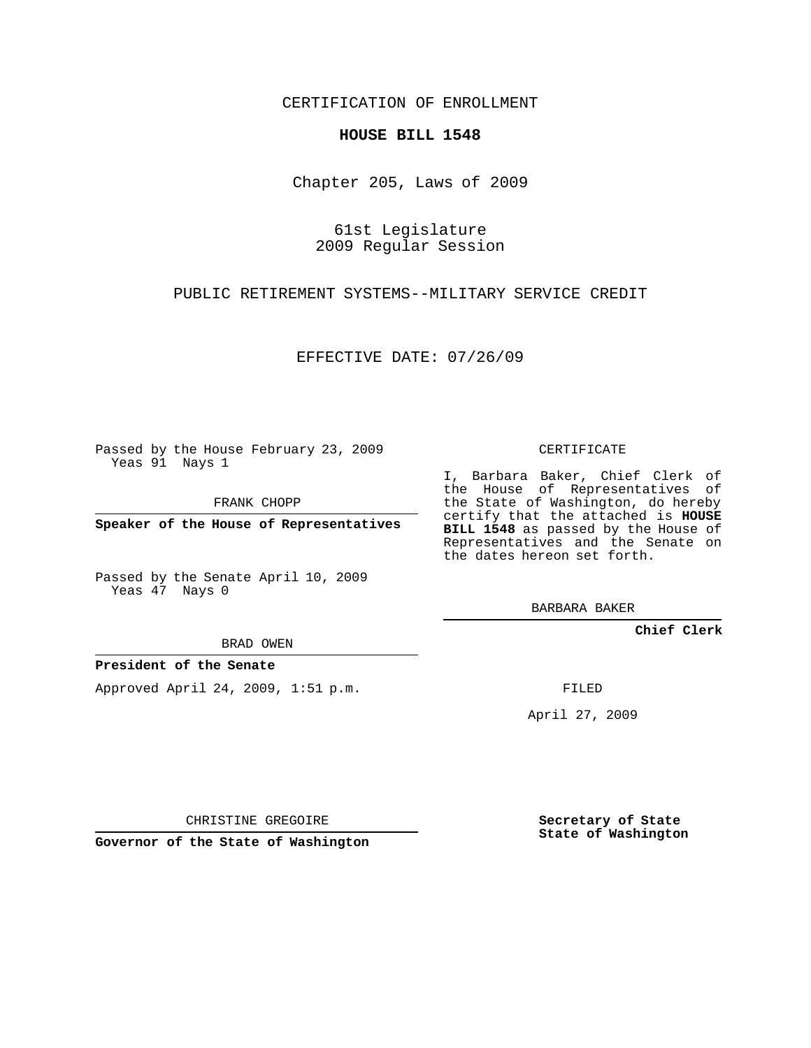CERTIFICATION OF ENROLLMENT

**HOUSE BILL 1548**

Chapter 205, Laws of 2009

61st Legislature
2009 Regular Session

PUBLIC RETIREMENT SYSTEMS--MILITARY SERVICE CREDIT

EFFECTIVE DATE: 07/26/09

Passed by the House February 23, 2009
Yeas 91 Nays 1

FRANK CHOPP

**Speaker of the House of Representatives**

Passed by the Senate April 10, 2009
Yeas 47 Nays 0

BRAD OWEN

**President of the Senate**

Approved April 24, 2009, 1:51 p.m.

CHRISTINE GREGOIRE

**Governor of the State of Washington**

CERTIFICATE

I, Barbara Baker, Chief Clerk of the House of Representatives of the State of Washington, do hereby certify that the attached is **HOUSE BILL 1548** as passed by the House of Representatives and the Senate on the dates hereon set forth.

BARBARA BAKER

**Chief Clerk**

FILED

April 27, 2009

**Secretary of State**
**State of Washington**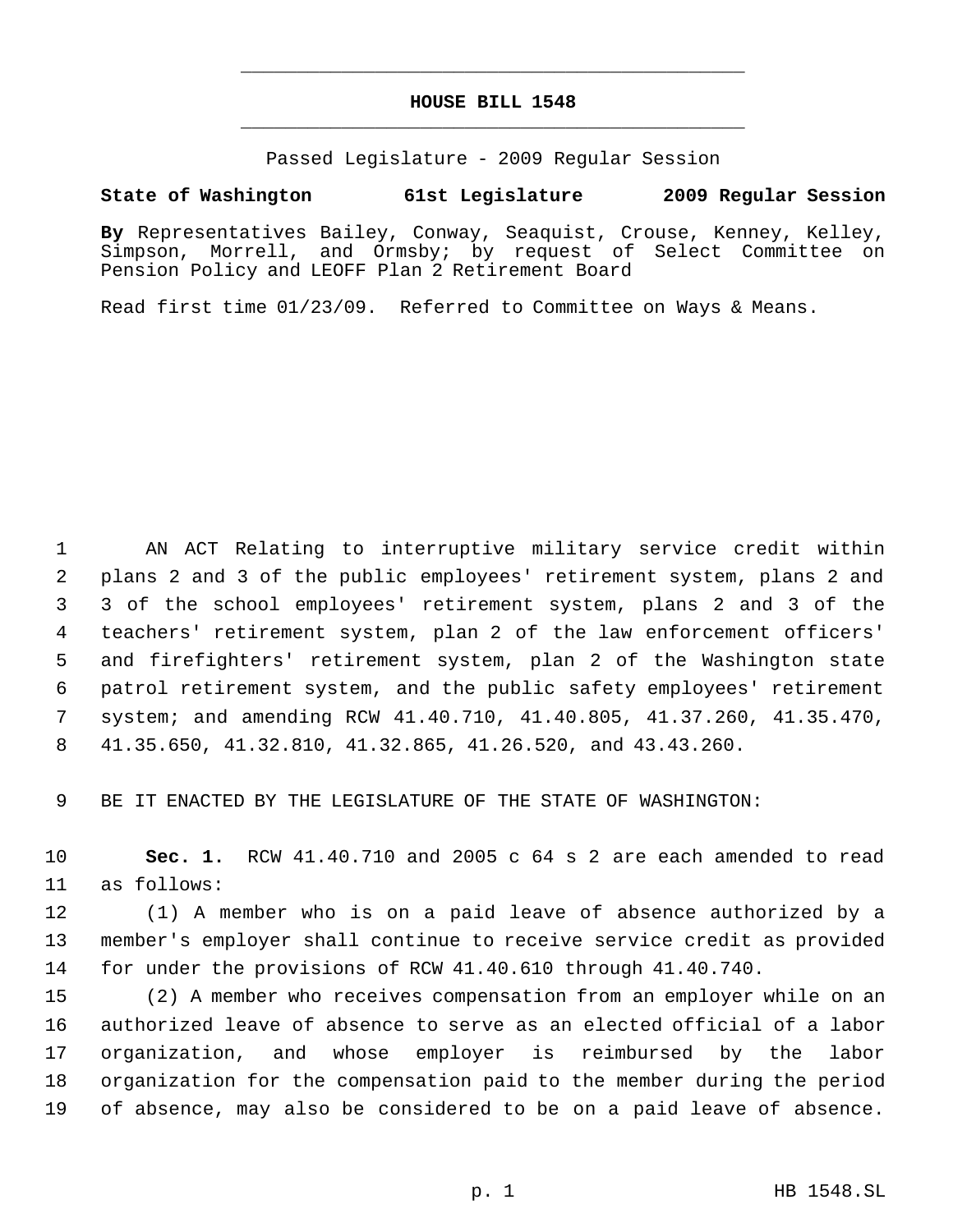# HOUSE BILL 1548

Passed Legislature - 2009 Regular Session

**State of Washington 61st Legislature 2009 Regular Session**

**By** Representatives Bailey, Conway, Seaquist, Crouse, Kenney, Kelley, Simpson, Morrell, and Ormsby; by request of Select Committee on Pension Policy and LEOFF Plan 2 Retirement Board

Read first time 01/23/09. Referred to Committee on Ways & Means.

1 AN ACT Relating to interruptive military service credit within
2 plans 2 and 3 of the public employees' retirement system, plans 2 and
3 3 of the school employees' retirement system, plans 2 and 3 of the
4 teachers' retirement system, plan 2 of the law enforcement officers'
5 and firefighters' retirement system, plan 2 of the Washington state
6 patrol retirement system, and the public safety employees' retirement
7 system; and amending RCW 41.40.710, 41.40.805, 41.37.260, 41.35.470,
8 41.35.650, 41.32.810, 41.32.865, 41.26.520, and 43.43.260.

9 BE IT ENACTED BY THE LEGISLATURE OF THE STATE OF WASHINGTON:

10 **Sec. 1.** RCW 41.40.710 and 2005 c 64 s 2 are each amended to read
11 as follows:

12 (1) A member who is on a paid leave of absence authorized by a
13 member's employer shall continue to receive service credit as provided
14 for under the provisions of RCW 41.40.610 through 41.40.740.

15 (2) A member who receives compensation from an employer while on an
16 authorized leave of absence to serve as an elected official of a labor
17 organization, and whose employer is reimbursed by the labor
18 organization for the compensation paid to the member during the period
19 of absence, may also be considered to be on a paid leave of absence.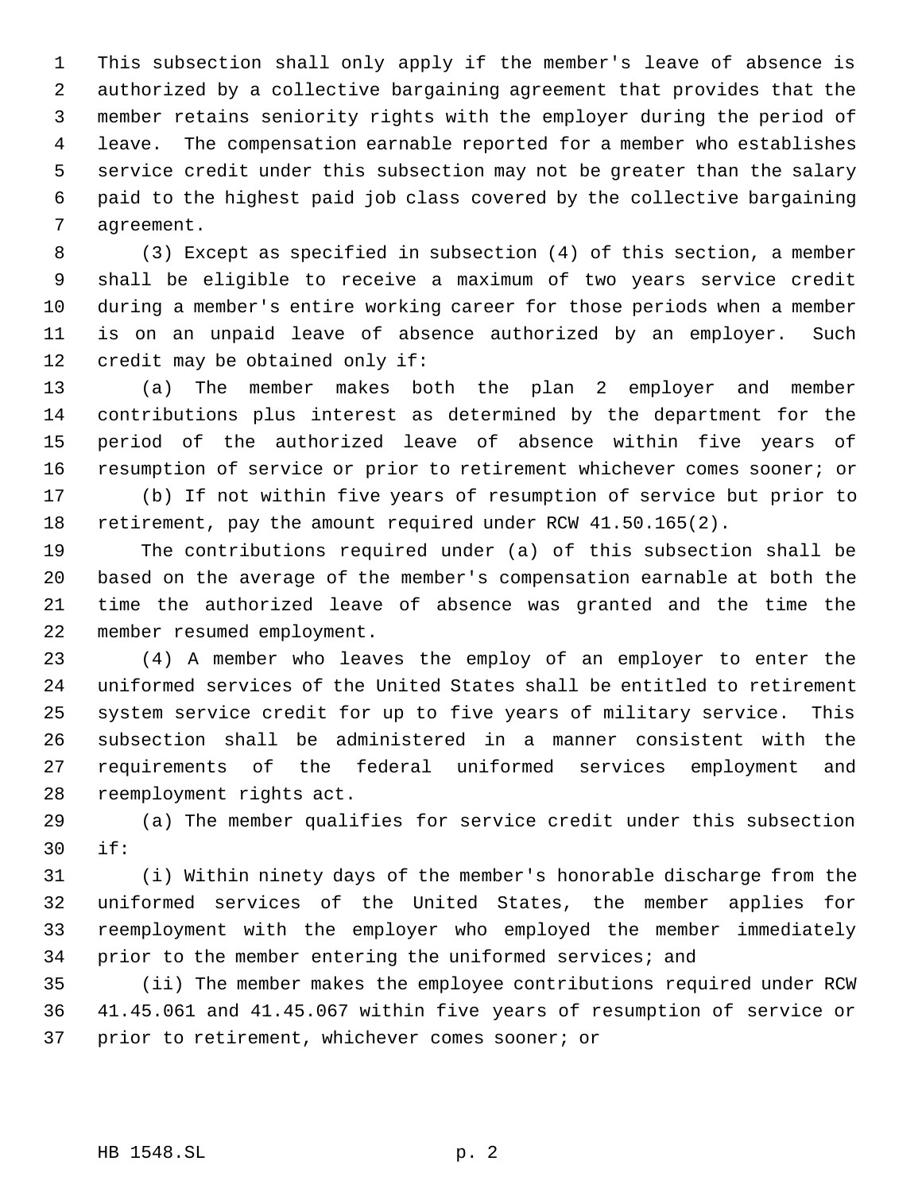This subsection shall only apply if the member's leave of absence is authorized by a collective bargaining agreement that provides that the member retains seniority rights with the employer during the period of leave. The compensation earnable reported for a member who establishes service credit under this subsection may not be greater than the salary paid to the highest paid job class covered by the collective bargaining agreement.

(3) Except as specified in subsection (4) of this section, a member shall be eligible to receive a maximum of two years service credit during a member's entire working career for those periods when a member is on an unpaid leave of absence authorized by an employer. Such credit may be obtained only if:

(a) The member makes both the plan 2 employer and member contributions plus interest as determined by the department for the period of the authorized leave of absence within five years of resumption of service or prior to retirement whichever comes sooner; or

(b) If not within five years of resumption of service but prior to retirement, pay the amount required under RCW 41.50.165(2).

The contributions required under (a) of this subsection shall be based on the average of the member's compensation earnable at both the time the authorized leave of absence was granted and the time the member resumed employment.

(4) A member who leaves the employ of an employer to enter the uniformed services of the United States shall be entitled to retirement system service credit for up to five years of military service. This subsection shall be administered in a manner consistent with the requirements of the federal uniformed services employment and reemployment rights act.

(a) The member qualifies for service credit under this subsection if:

(i) Within ninety days of the member's honorable discharge from the uniformed services of the United States, the member applies for reemployment with the employer who employed the member immediately prior to the member entering the uniformed services; and

(ii) The member makes the employee contributions required under RCW 41.45.061 and 41.45.067 within five years of resumption of service or prior to retirement, whichever comes sooner; or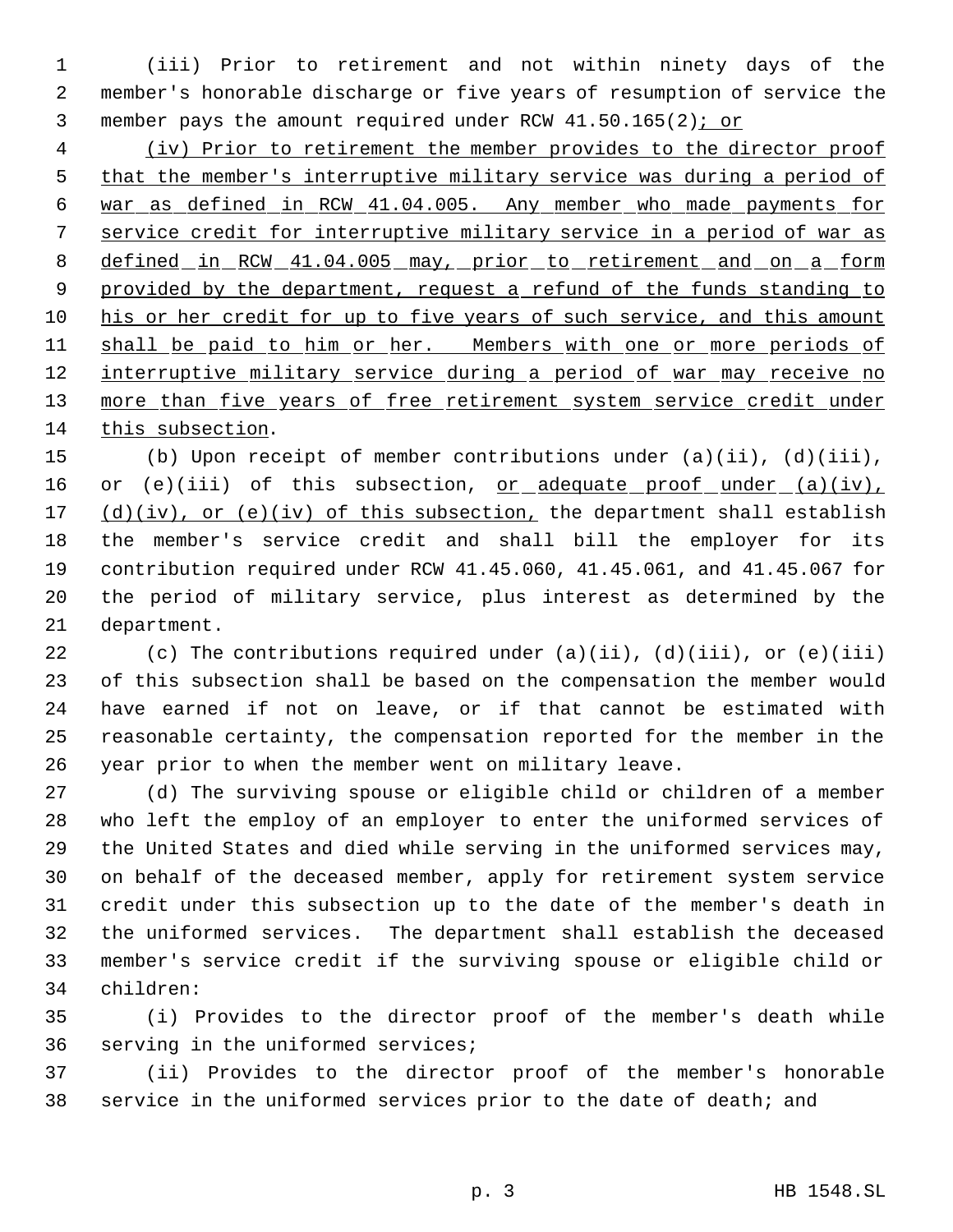(iii) Prior to retirement and not within ninety days of the member's honorable discharge or five years of resumption of service the member pays the amount required under RCW 41.50.165(2); or

(iv) Prior to retirement the member provides to the director proof that the member's interruptive military service was during a period of war as defined in RCW 41.04.005. Any member who made payments for service credit for interruptive military service in a period of war as defined in RCW 41.04.005 may, prior to retirement and on a form provided by the department, request a refund of the funds standing to his or her credit for up to five years of such service, and this amount shall be paid to him or her. Members with one or more periods of interruptive military service during a period of war may receive no more than five years of free retirement system service credit under this subsection.

(b) Upon receipt of member contributions under (a)(ii), (d)(iii), or (e)(iii) of this subsection, or adequate proof under (a)(iv), (d)(iv), or (e)(iv) of this subsection, the department shall establish the member's service credit and shall bill the employer for its contribution required under RCW 41.45.060, 41.45.061, and 41.45.067 for the period of military service, plus interest as determined by the department.

(c) The contributions required under (a)(ii), (d)(iii), or (e)(iii) of this subsection shall be based on the compensation the member would have earned if not on leave, or if that cannot be estimated with reasonable certainty, the compensation reported for the member in the year prior to when the member went on military leave.

(d) The surviving spouse or eligible child or children of a member who left the employ of an employer to enter the uniformed services of the United States and died while serving in the uniformed services may, on behalf of the deceased member, apply for retirement system service credit under this subsection up to the date of the member's death in the uniformed services. The department shall establish the deceased member's service credit if the surviving spouse or eligible child or children:

(i) Provides to the director proof of the member's death while serving in the uniformed services;

(ii) Provides to the director proof of the member's honorable service in the uniformed services prior to the date of death; and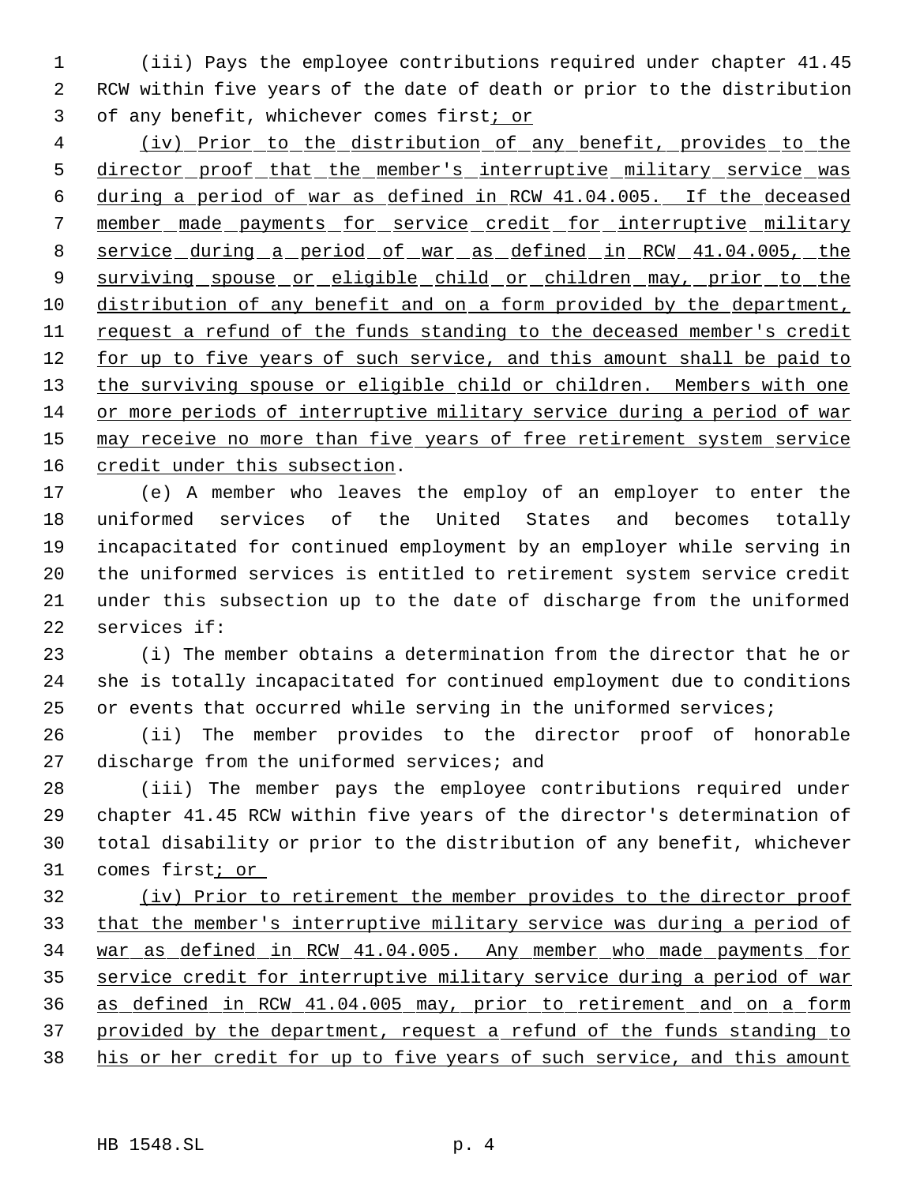(iii) Pays the employee contributions required under chapter 41.45 RCW within five years of the date of death or prior to the distribution of any benefit, whichever comes first; or

(iv) Prior to the distribution of any benefit, provides to the director proof that the member's interruptive military service was during a period of war as defined in RCW 41.04.005. If the deceased member made payments for service credit for interruptive military service during a period of war as defined in RCW 41.04.005, the surviving spouse or eligible child or children may, prior to the distribution of any benefit and on a form provided by the department, request a refund of the funds standing to the deceased member's credit for up to five years of such service, and this amount shall be paid to the surviving spouse or eligible child or children. Members with one or more periods of interruptive military service during a period of war may receive no more than five years of free retirement system service credit under this subsection.

(e) A member who leaves the employ of an employer to enter the uniformed services of the United States and becomes totally incapacitated for continued employment by an employer while serving in the uniformed services is entitled to retirement system service credit under this subsection up to the date of discharge from the uniformed services if:

(i) The member obtains a determination from the director that he or she is totally incapacitated for continued employment due to conditions or events that occurred while serving in the uniformed services;

(ii) The member provides to the director proof of honorable discharge from the uniformed services; and

(iii) The member pays the employee contributions required under chapter 41.45 RCW within five years of the director's determination of total disability or prior to the distribution of any benefit, whichever comes first; or

(iv) Prior to retirement the member provides to the director proof that the member's interruptive military service was during a period of war as defined in RCW 41.04.005. Any member who made payments for service credit for interruptive military service during a period of war as defined in RCW 41.04.005 may, prior to retirement and on a form provided by the department, request a refund of the funds standing to his or her credit for up to five years of such service, and this amount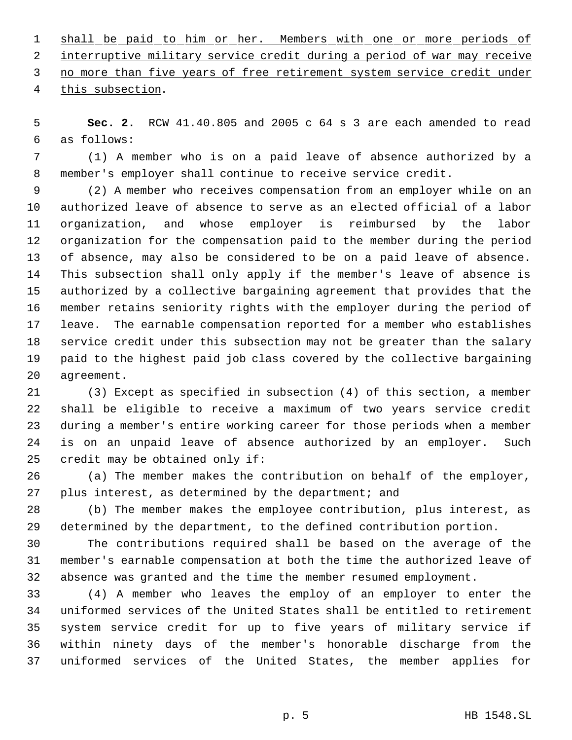shall be paid to him or her. Members with one or more periods of interruptive military service credit during a period of war may receive no more than five years of free retirement system service credit under this subsection.

**Sec. 2.** RCW 41.40.805 and 2005 c 64 s 3 are each amended to read as follows:

(1) A member who is on a paid leave of absence authorized by a member's employer shall continue to receive service credit.

(2) A member who receives compensation from an employer while on an authorized leave of absence to serve as an elected official of a labor organization, and whose employer is reimbursed by the labor organization for the compensation paid to the member during the period of absence, may also be considered to be on a paid leave of absence. This subsection shall only apply if the member's leave of absence is authorized by a collective bargaining agreement that provides that the member retains seniority rights with the employer during the period of leave. The earnable compensation reported for a member who establishes service credit under this subsection may not be greater than the salary paid to the highest paid job class covered by the collective bargaining agreement.

(3) Except as specified in subsection (4) of this section, a member shall be eligible to receive a maximum of two years service credit during a member's entire working career for those periods when a member is on an unpaid leave of absence authorized by an employer. Such credit may be obtained only if:

(a) The member makes the contribution on behalf of the employer, plus interest, as determined by the department; and

(b) The member makes the employee contribution, plus interest, as determined by the department, to the defined contribution portion.

The contributions required shall be based on the average of the member's earnable compensation at both the time the authorized leave of absence was granted and the time the member resumed employment.

(4) A member who leaves the employ of an employer to enter the uniformed services of the United States shall be entitled to retirement system service credit for up to five years of military service if within ninety days of the member's honorable discharge from the uniformed services of the United States, the member applies for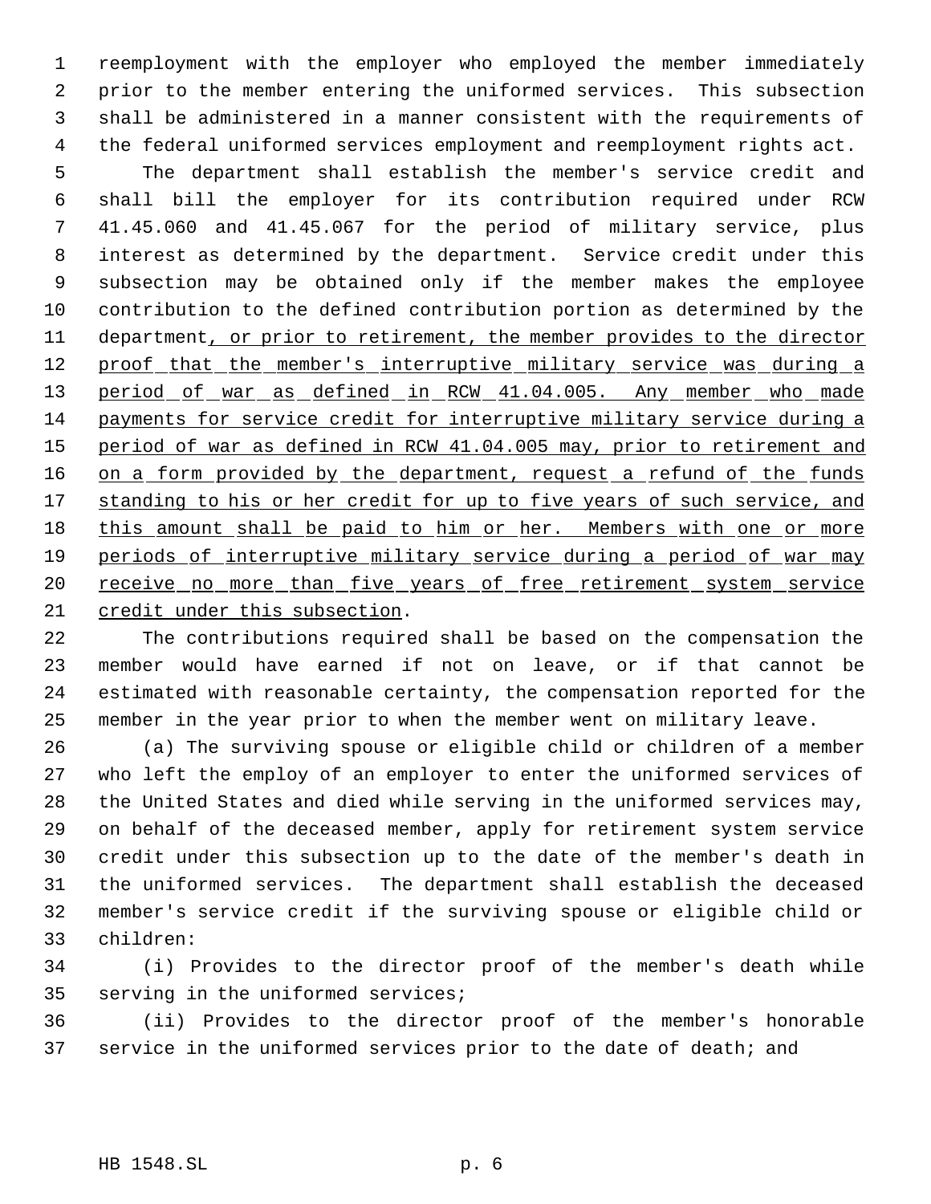reemployment with the employer who employed the member immediately prior to the member entering the uniformed services. This subsection shall be administered in a manner consistent with the requirements of the federal uniformed services employment and reemployment rights act.

The department shall establish the member's service credit and shall bill the employer for its contribution required under RCW 41.45.060 and 41.45.067 for the period of military service, plus interest as determined by the department. Service credit under this subsection may be obtained only if the member makes the employee contribution to the defined contribution portion as determined by the department, or prior to retirement, the member provides to the director proof that the member's interruptive military service was during a period of war as defined in RCW 41.04.005. Any member who made payments for service credit for interruptive military service during a period of war as defined in RCW 41.04.005 may, prior to retirement and on a form provided by the department, request a refund of the funds standing to his or her credit for up to five years of such service, and this amount shall be paid to him or her. Members with one or more periods of interruptive military service during a period of war may receive no more than five years of free retirement system service credit under this subsection.

The contributions required shall be based on the compensation the member would have earned if not on leave, or if that cannot be estimated with reasonable certainty, the compensation reported for the member in the year prior to when the member went on military leave.

(a) The surviving spouse or eligible child or children of a member who left the employ of an employer to enter the uniformed services of the United States and died while serving in the uniformed services may, on behalf of the deceased member, apply for retirement system service credit under this subsection up to the date of the member's death in the uniformed services. The department shall establish the deceased member's service credit if the surviving spouse or eligible child or children:

(i) Provides to the director proof of the member's death while serving in the uniformed services;

(ii) Provides to the director proof of the member's honorable service in the uniformed services prior to the date of death; and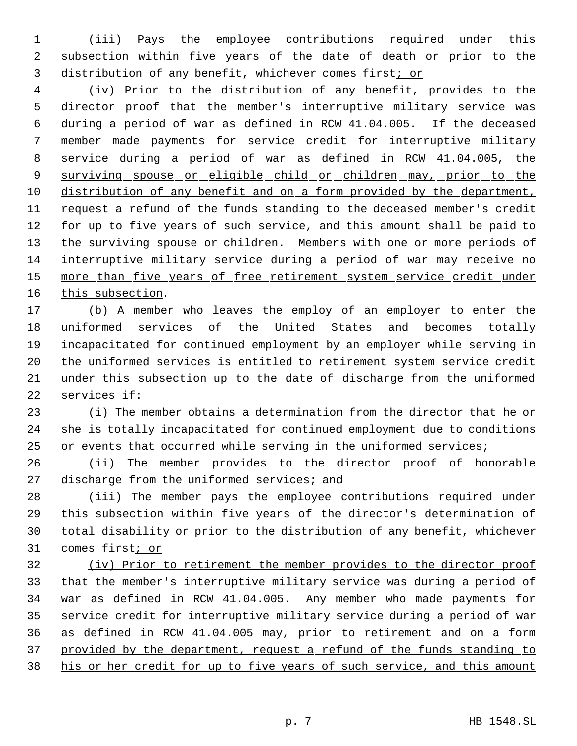(iii) Pays the employee contributions required under this subsection within five years of the date of death or prior to the distribution of any benefit, whichever comes first; or

(iv) Prior to the distribution of any benefit, provides to the director proof that the member's interruptive military service was during a period of war as defined in RCW 41.04.005. If the deceased member made payments for service credit for interruptive military service during a period of war as defined in RCW 41.04.005, the surviving spouse or eligible child or children may, prior to the distribution of any benefit and on a form provided by the department, request a refund of the funds standing to the deceased member's credit for up to five years of such service, and this amount shall be paid to the surviving spouse or children. Members with one or more periods of interruptive military service during a period of war may receive no more than five years of free retirement system service credit under this subsection.

(b) A member who leaves the employ of an employer to enter the uniformed services of the United States and becomes totally incapacitated for continued employment by an employer while serving in the uniformed services is entitled to retirement system service credit under this subsection up to the date of discharge from the uniformed services if:

(i) The member obtains a determination from the director that he or she is totally incapacitated for continued employment due to conditions or events that occurred while serving in the uniformed services;

(ii) The member provides to the director proof of honorable discharge from the uniformed services; and

(iii) The member pays the employee contributions required under this subsection within five years of the director's determination of total disability or prior to the distribution of any benefit, whichever comes first; or

(iv) Prior to retirement the member provides to the director proof that the member's interruptive military service was during a period of war as defined in RCW 41.04.005. Any member who made payments for service credit for interruptive military service during a period of war as defined in RCW 41.04.005 may, prior to retirement and on a form provided by the department, request a refund of the funds standing to his or her credit for up to five years of such service, and this amount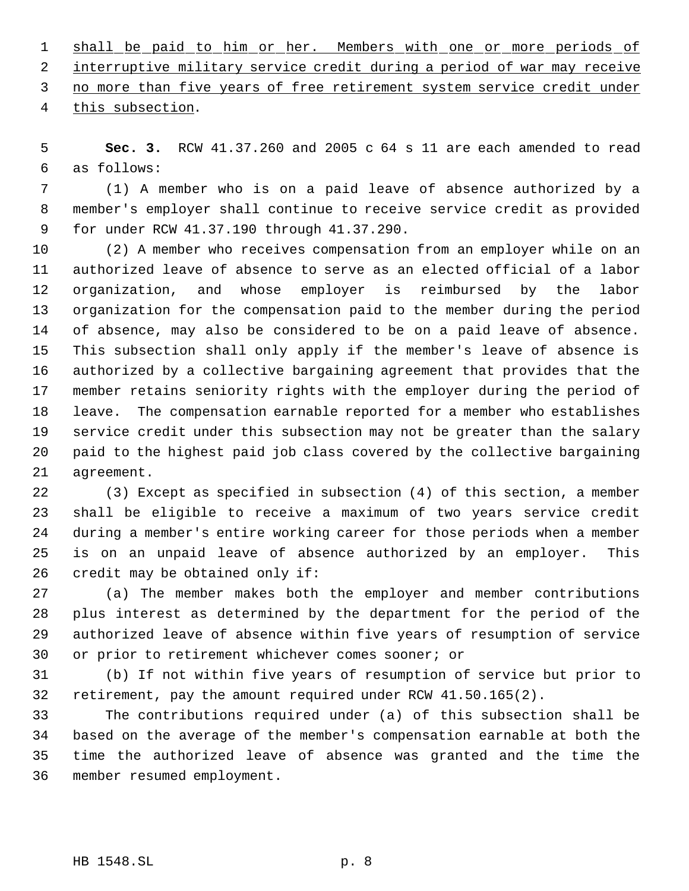shall be paid to him or her. Members with one or more periods of interruptive military service credit during a period of war may receive no more than five years of free retirement system service credit under this subsection.

**Sec. 3.** RCW 41.37.260 and 2005 c 64 s 11 are each amended to read as follows:

(1) A member who is on a paid leave of absence authorized by a member's employer shall continue to receive service credit as provided for under RCW 41.37.190 through 41.37.290.

(2) A member who receives compensation from an employer while on an authorized leave of absence to serve as an elected official of a labor organization, and whose employer is reimbursed by the labor organization for the compensation paid to the member during the period of absence, may also be considered to be on a paid leave of absence. This subsection shall only apply if the member's leave of absence is authorized by a collective bargaining agreement that provides that the member retains seniority rights with the employer during the period of leave. The compensation earnable reported for a member who establishes service credit under this subsection may not be greater than the salary paid to the highest paid job class covered by the collective bargaining agreement.

(3) Except as specified in subsection (4) of this section, a member shall be eligible to receive a maximum of two years service credit during a member's entire working career for those periods when a member is on an unpaid leave of absence authorized by an employer. This credit may be obtained only if:

(a) The member makes both the employer and member contributions plus interest as determined by the department for the period of the authorized leave of absence within five years of resumption of service or prior to retirement whichever comes sooner; or

(b) If not within five years of resumption of service but prior to retirement, pay the amount required under RCW 41.50.165(2).

The contributions required under (a) of this subsection shall be based on the average of the member's compensation earnable at both the time the authorized leave of absence was granted and the time the member resumed employment.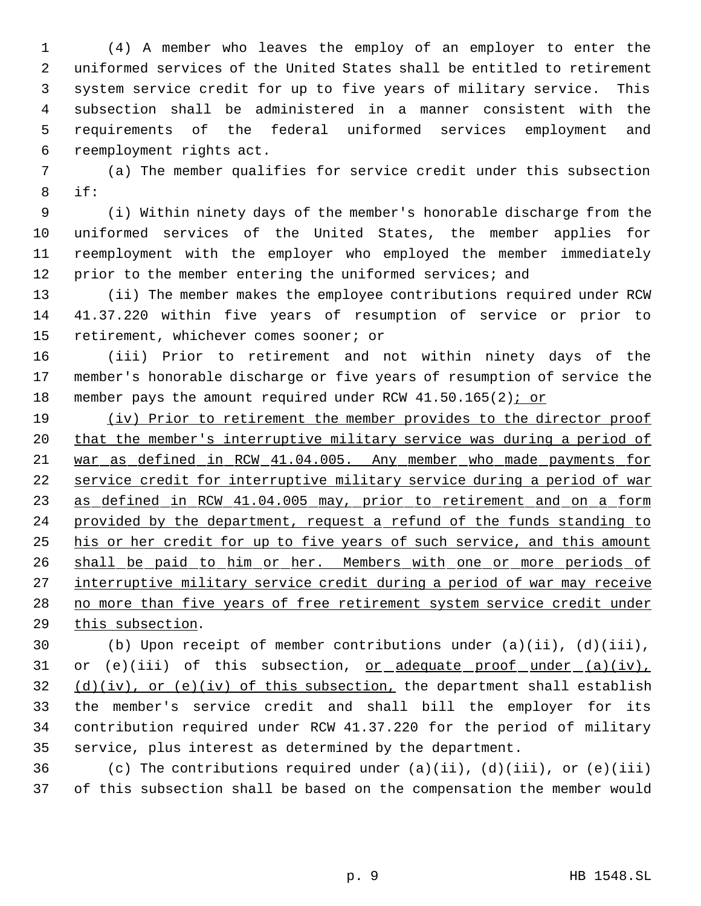(4) A member who leaves the employ of an employer to enter the uniformed services of the United States shall be entitled to retirement system service credit for up to five years of military service. This subsection shall be administered in a manner consistent with the requirements of the federal uniformed services employment and reemployment rights act.

(a) The member qualifies for service credit under this subsection if:

(i) Within ninety days of the member's honorable discharge from the uniformed services of the United States, the member applies for reemployment with the employer who employed the member immediately prior to the member entering the uniformed services; and

(ii) The member makes the employee contributions required under RCW 41.37.220 within five years of resumption of service or prior to retirement, whichever comes sooner; or

(iii) Prior to retirement and not within ninety days of the member's honorable discharge or five years of resumption of service the member pays the amount required under RCW 41.50.165(2)<u>; or</u>

<u>(iv) Prior to retirement the member provides to the director proof that the member's interruptive military service was during a period of war as defined in RCW 41.04.005. Any member who made payments for service credit for interruptive military service during a period of war as defined in RCW 41.04.005 may, prior to retirement and on a form provided by the department, request a refund of the funds standing to his or her credit for up to five years of such service, and this amount shall be paid to him or her. Members with one or more periods of interruptive military service credit during a period of war may receive no more than five years of free retirement system service credit under this subsection</u>.

(b) Upon receipt of member contributions under (a)(ii), (d)(iii), or (e)(iii) of this subsection, <u>or adequate proof under (a)(iv), (d)(iv), or (e)(iv) of this subsection,</u> the department shall establish the member's service credit and shall bill the employer for its contribution required under RCW 41.37.220 for the period of military service, plus interest as determined by the department.

(c) The contributions required under (a)(ii), (d)(iii), or (e)(iii) of this subsection shall be based on the compensation the member would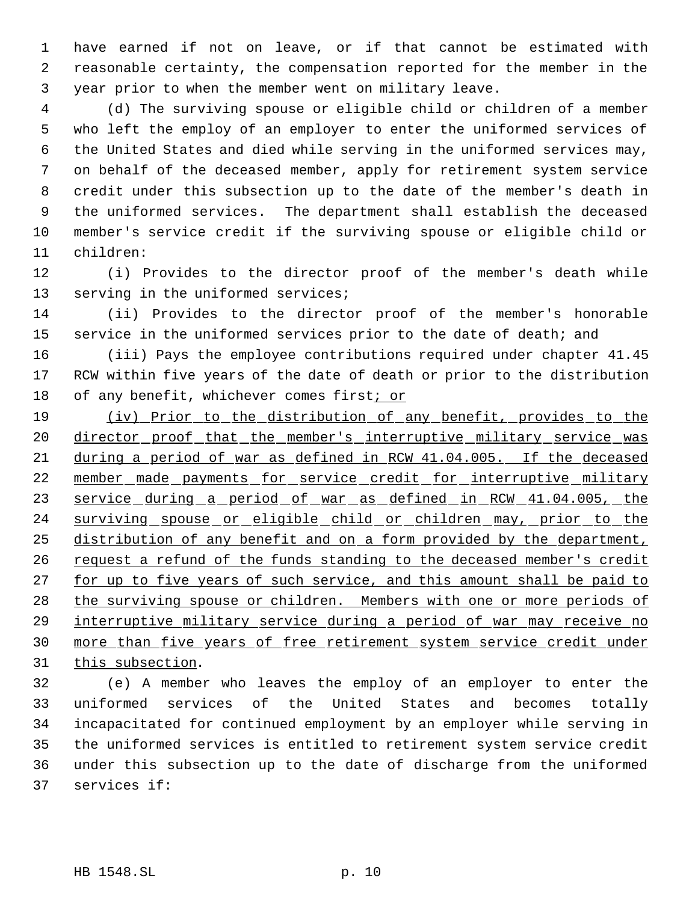have earned if not on leave, or if that cannot be estimated with reasonable certainty, the compensation reported for the member in the year prior to when the member went on military leave.

(d) The surviving spouse or eligible child or children of a member who left the employ of an employer to enter the uniformed services of the United States and died while serving in the uniformed services may, on behalf of the deceased member, apply for retirement system service credit under this subsection up to the date of the member's death in the uniformed services. The department shall establish the deceased member's service credit if the surviving spouse or eligible child or children:

(i) Provides to the director proof of the member's death while serving in the uniformed services;

(ii) Provides to the director proof of the member's honorable service in the uniformed services prior to the date of death; and

(iii) Pays the employee contributions required under chapter 41.45 RCW within five years of the date of death or prior to the distribution of any benefit, whichever comes first; or

(iv) Prior to the distribution of any benefit, provides to the director proof that the member's interruptive military service was during a period of war as defined in RCW 41.04.005. If the deceased member made payments for service credit for interruptive military service during a period of war as defined in RCW 41.04.005, the surviving spouse or eligible child or children may, prior to the distribution of any benefit and on a form provided by the department, request a refund of the funds standing to the deceased member's credit for up to five years of such service, and this amount shall be paid to the surviving spouse or children. Members with one or more periods of interruptive military service during a period of war may receive no more than five years of free retirement system service credit under this subsection.

(e) A member who leaves the employ of an employer to enter the uniformed services of the United States and becomes totally incapacitated for continued employment by an employer while serving in the uniformed services is entitled to retirement system service credit under this subsection up to the date of discharge from the uniformed services if: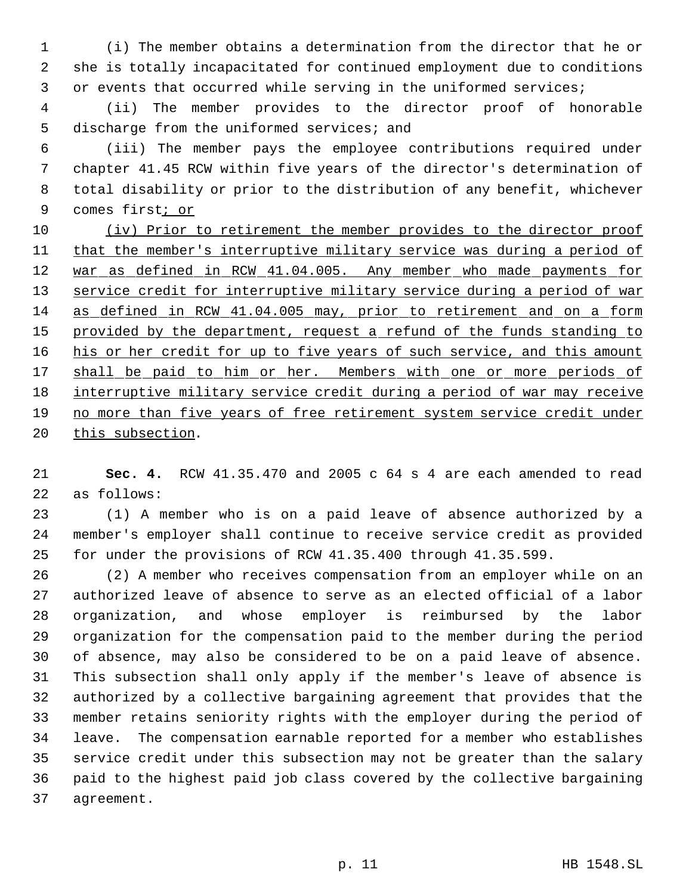(i) The member obtains a determination from the director that he or she is totally incapacitated for continued employment due to conditions or events that occurred while serving in the uniformed services;

(ii) The member provides to the director proof of honorable discharge from the uniformed services; and

(iii) The member pays the employee contributions required under chapter 41.45 RCW within five years of the director's determination of total disability or prior to the distribution of any benefit, whichever comes first; or

(iv) Prior to retirement the member provides to the director proof that the member's interruptive military service was during a period of war as defined in RCW 41.04.005. Any member who made payments for service credit for interruptive military service during a period of war as defined in RCW 41.04.005 may, prior to retirement and on a form provided by the department, request a refund of the funds standing to his or her credit for up to five years of such service, and this amount shall be paid to him or her. Members with one or more periods of interruptive military service credit during a period of war may receive no more than five years of free retirement system service credit under this subsection.

**Sec. 4.** RCW 41.35.470 and 2005 c 64 s 4 are each amended to read as follows:

(1) A member who is on a paid leave of absence authorized by a member's employer shall continue to receive service credit as provided for under the provisions of RCW 41.35.400 through 41.35.599.

(2) A member who receives compensation from an employer while on an authorized leave of absence to serve as an elected official of a labor organization, and whose employer is reimbursed by the labor organization for the compensation paid to the member during the period of absence, may also be considered to be on a paid leave of absence. This subsection shall only apply if the member's leave of absence is authorized by a collective bargaining agreement that provides that the member retains seniority rights with the employer during the period of leave. The compensation earnable reported for a member who establishes service credit under this subsection may not be greater than the salary paid to the highest paid job class covered by the collective bargaining agreement.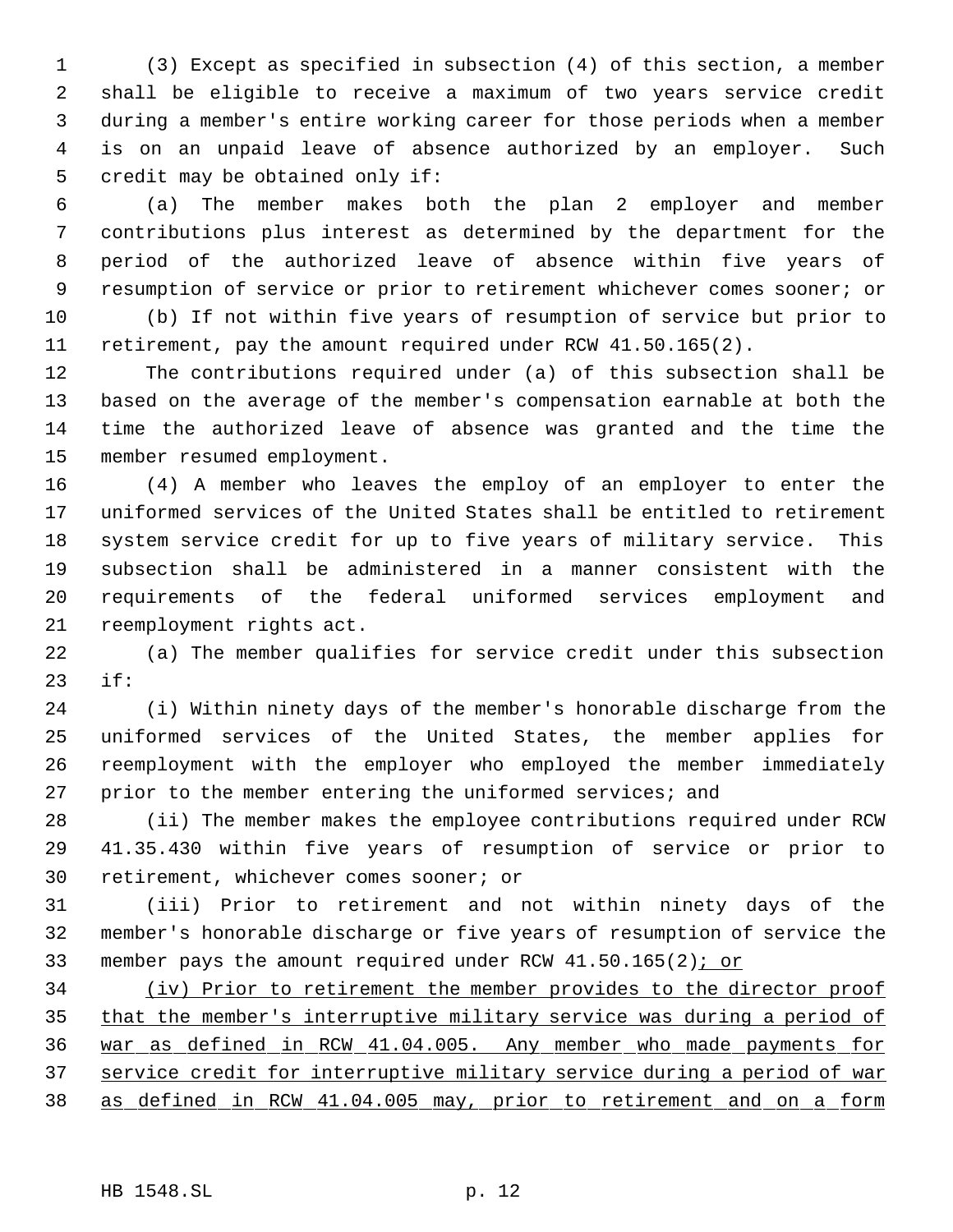(3) Except as specified in subsection (4) of this section, a member shall be eligible to receive a maximum of two years service credit during a member's entire working career for those periods when a member is on an unpaid leave of absence authorized by an employer. Such credit may be obtained only if:

(a) The member makes both the plan 2 employer and member contributions plus interest as determined by the department for the period of the authorized leave of absence within five years of resumption of service or prior to retirement whichever comes sooner; or

(b) If not within five years of resumption of service but prior to retirement, pay the amount required under RCW 41.50.165(2).

The contributions required under (a) of this subsection shall be based on the average of the member's compensation earnable at both the time the authorized leave of absence was granted and the time the member resumed employment.

(4) A member who leaves the employ of an employer to enter the uniformed services of the United States shall be entitled to retirement system service credit for up to five years of military service. This subsection shall be administered in a manner consistent with the requirements of the federal uniformed services employment and reemployment rights act.

(a) The member qualifies for service credit under this subsection if:

(i) Within ninety days of the member's honorable discharge from the uniformed services of the United States, the member applies for reemployment with the employer who employed the member immediately prior to the member entering the uniformed services; and

(ii) The member makes the employee contributions required under RCW 41.35.430 within five years of resumption of service or prior to retirement, whichever comes sooner; or

(iii) Prior to retirement and not within ninety days of the member's honorable discharge or five years of resumption of service the member pays the amount required under RCW 41.50.165(2)<u>; or</u>

<u>(iv) Prior to retirement the member provides to the director proof that the member's interruptive military service was during a period of war as defined in RCW 41.04.005. Any member who made payments for service credit for interruptive military service during a period of war as defined in RCW 41.04.005 may, prior to retirement and on a form</u>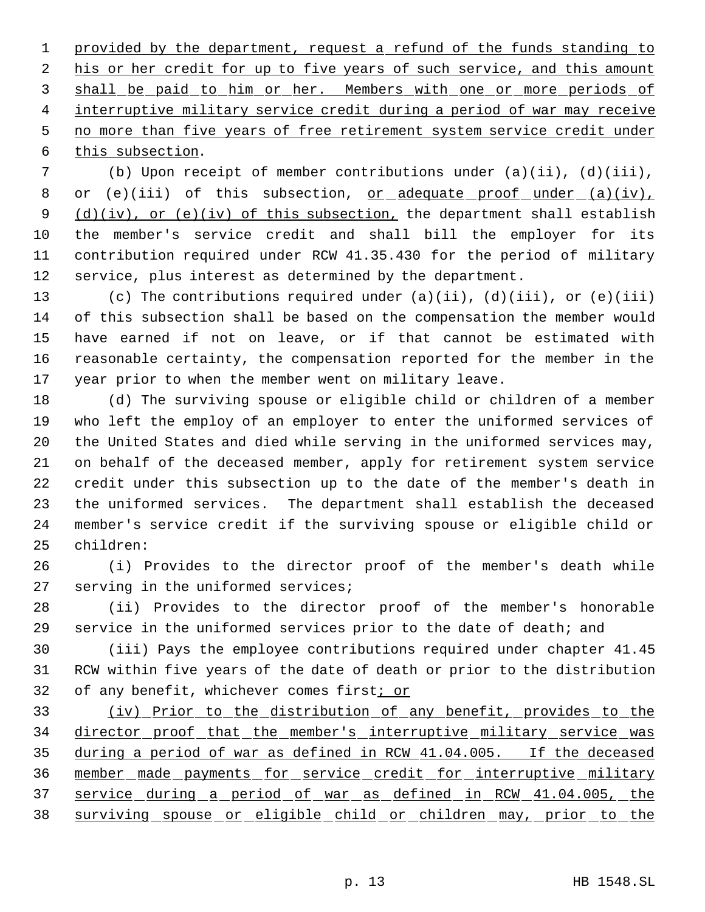provided by the department, request a refund of the funds standing to his or her credit for up to five years of such service, and this amount shall be paid to him or her. Members with one or more periods of interruptive military service credit during a period of war may receive no more than five years of free retirement system service credit under this subsection.

(b) Upon receipt of member contributions under (a)(ii), (d)(iii), or (e)(iii) of this subsection, or adequate proof under (a)(iv), (d)(iv), or (e)(iv) of this subsection, the department shall establish the member's service credit and shall bill the employer for its contribution required under RCW 41.35.430 for the period of military service, plus interest as determined by the department.

(c) The contributions required under (a)(ii), (d)(iii), or (e)(iii) of this subsection shall be based on the compensation the member would have earned if not on leave, or if that cannot be estimated with reasonable certainty, the compensation reported for the member in the year prior to when the member went on military leave.

(d) The surviving spouse or eligible child or children of a member who left the employ of an employer to enter the uniformed services of the United States and died while serving in the uniformed services may, on behalf of the deceased member, apply for retirement system service credit under this subsection up to the date of the member's death in the uniformed services. The department shall establish the deceased member's service credit if the surviving spouse or eligible child or children:

(i) Provides to the director proof of the member's death while serving in the uniformed services;

(ii) Provides to the director proof of the member's honorable service in the uniformed services prior to the date of death; and

(iii) Pays the employee contributions required under chapter 41.45 RCW within five years of the date of death or prior to the distribution of any benefit, whichever comes first; or

(iv) Prior to the distribution of any benefit, provides to the director proof that the member's interruptive military service was during a period of war as defined in RCW 41.04.005. If the deceased member made payments for service credit for interruptive military service during a period of war as defined in RCW 41.04.005, the surviving spouse or eligible child or children may, prior to the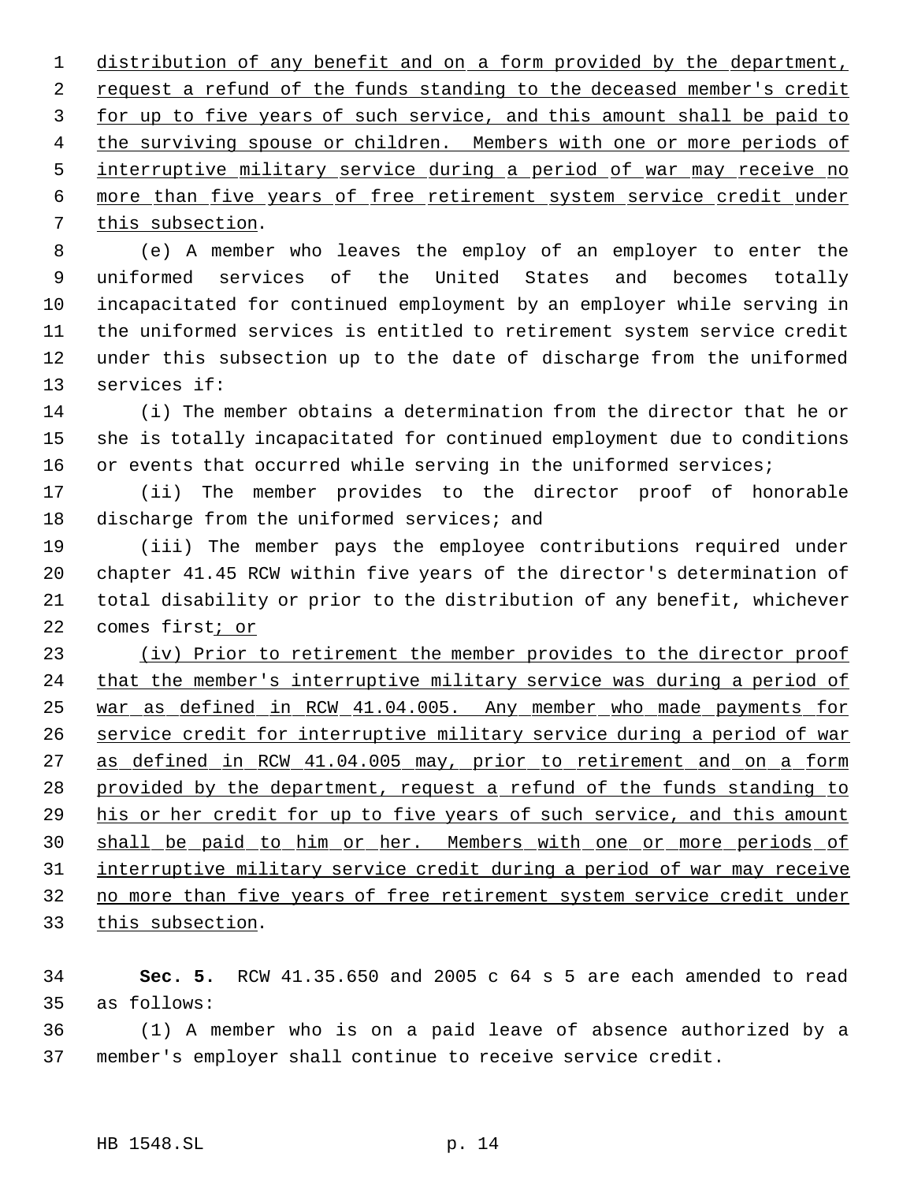distribution of any benefit and on a form provided by the department, request a refund of the funds standing to the deceased member's credit for up to five years of such service, and this amount shall be paid to the surviving spouse or children. Members with one or more periods of interruptive military service during a period of war may receive no more than five years of free retirement system service credit under this subsection.

(e) A member who leaves the employ of an employer to enter the uniformed services of the United States and becomes totally incapacitated for continued employment by an employer while serving in the uniformed services is entitled to retirement system service credit under this subsection up to the date of discharge from the uniformed services if:

(i) The member obtains a determination from the director that he or she is totally incapacitated for continued employment due to conditions or events that occurred while serving in the uniformed services;

(ii) The member provides to the director proof of honorable discharge from the uniformed services; and

(iii) The member pays the employee contributions required under chapter 41.45 RCW within five years of the director's determination of total disability or prior to the distribution of any benefit, whichever comes first; or

(iv) Prior to retirement the member provides to the director proof that the member's interruptive military service was during a period of war as defined in RCW 41.04.005. Any member who made payments for service credit for interruptive military service during a period of war as defined in RCW 41.04.005 may, prior to retirement and on a form provided by the department, request a refund of the funds standing to his or her credit for up to five years of such service, and this amount shall be paid to him or her. Members with one or more periods of interruptive military service credit during a period of war may receive no more than five years of free retirement system service credit under this subsection.

**Sec. 5.** RCW 41.35.650 and 2005 c 64 s 5 are each amended to read as follows:

(1) A member who is on a paid leave of absence authorized by a member's employer shall continue to receive service credit.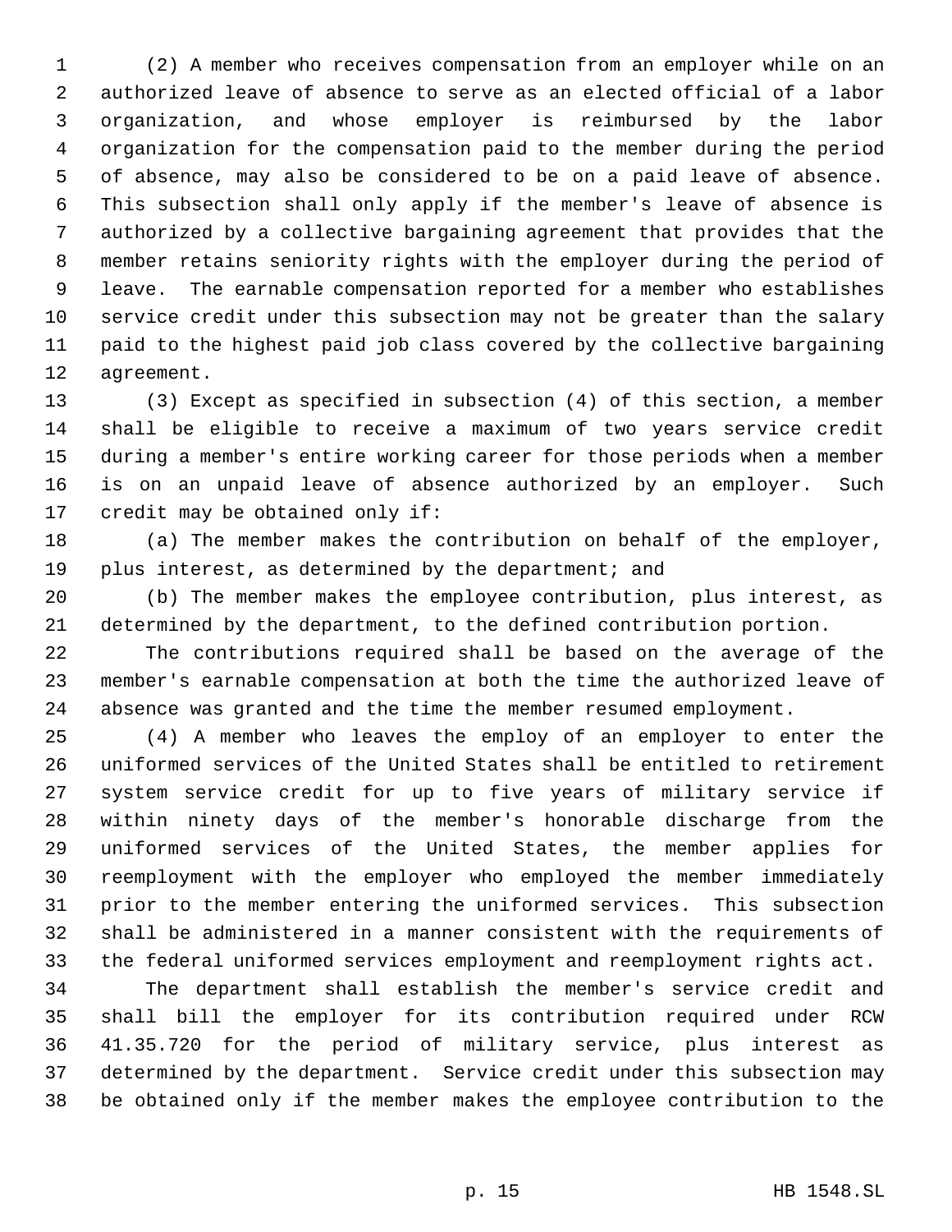(2) A member who receives compensation from an employer while on an authorized leave of absence to serve as an elected official of a labor organization, and whose employer is reimbursed by the labor organization for the compensation paid to the member during the period of absence, may also be considered to be on a paid leave of absence. This subsection shall only apply if the member's leave of absence is authorized by a collective bargaining agreement that provides that the member retains seniority rights with the employer during the period of leave. The earnable compensation reported for a member who establishes service credit under this subsection may not be greater than the salary paid to the highest paid job class covered by the collective bargaining agreement.

(3) Except as specified in subsection (4) of this section, a member shall be eligible to receive a maximum of two years service credit during a member's entire working career for those periods when a member is on an unpaid leave of absence authorized by an employer. Such credit may be obtained only if:

(a) The member makes the contribution on behalf of the employer, plus interest, as determined by the department; and

(b) The member makes the employee contribution, plus interest, as determined by the department, to the defined contribution portion.

The contributions required shall be based on the average of the member's earnable compensation at both the time the authorized leave of absence was granted and the time the member resumed employment.

(4) A member who leaves the employ of an employer to enter the uniformed services of the United States shall be entitled to retirement system service credit for up to five years of military service if within ninety days of the member's honorable discharge from the uniformed services of the United States, the member applies for reemployment with the employer who employed the member immediately prior to the member entering the uniformed services. This subsection shall be administered in a manner consistent with the requirements of the federal uniformed services employment and reemployment rights act.

The department shall establish the member's service credit and shall bill the employer for its contribution required under RCW 41.35.720 for the period of military service, plus interest as determined by the department. Service credit under this subsection may be obtained only if the member makes the employee contribution to the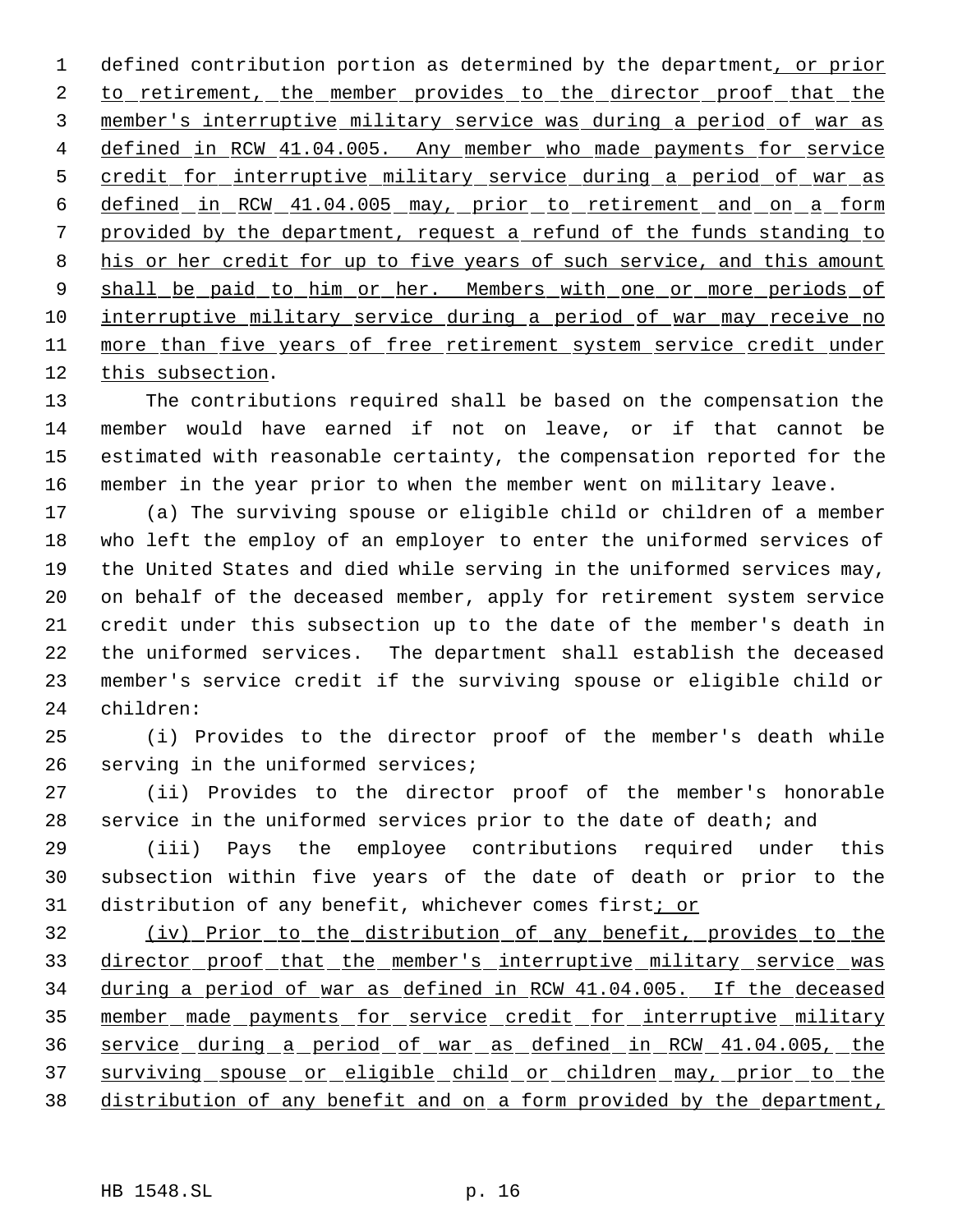defined contribution portion as determined by the department, or prior to retirement, the member provides to the director proof that the member's interruptive military service was during a period of war as defined in RCW 41.04.005. Any member who made payments for service credit for interruptive military service during a period of war as defined in RCW 41.04.005 may, prior to retirement and on a form provided by the department, request a refund of the funds standing to his or her credit for up to five years of such service, and this amount shall be paid to him or her. Members with one or more periods of interruptive military service during a period of war may receive no more than five years of free retirement system service credit under this subsection.

The contributions required shall be based on the compensation the member would have earned if not on leave, or if that cannot be estimated with reasonable certainty, the compensation reported for the member in the year prior to when the member went on military leave.

(a) The surviving spouse or eligible child or children of a member who left the employ of an employer to enter the uniformed services of the United States and died while serving in the uniformed services may, on behalf of the deceased member, apply for retirement system service credit under this subsection up to the date of the member's death in the uniformed services. The department shall establish the deceased member's service credit if the surviving spouse or eligible child or children:

(i) Provides to the director proof of the member's death while serving in the uniformed services;

(ii) Provides to the director proof of the member's honorable service in the uniformed services prior to the date of death; and

(iii) Pays the employee contributions required under this subsection within five years of the date of death or prior to the distribution of any benefit, whichever comes first; or

(iv) Prior to the distribution of any benefit, provides to the director proof that the member's interruptive military service was during a period of war as defined in RCW 41.04.005. If the deceased member made payments for service credit for interruptive military service during a period of war as defined in RCW 41.04.005, the surviving spouse or eligible child or children may, prior to the distribution of any benefit and on a form provided by the department,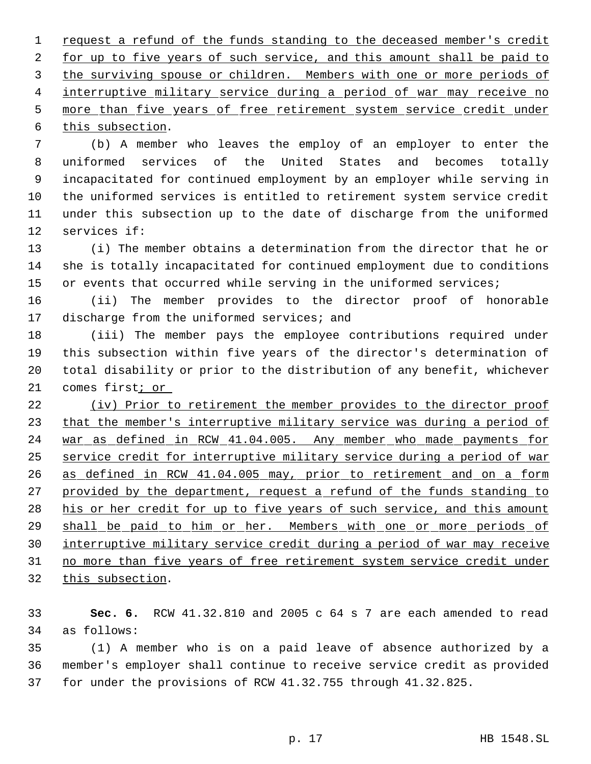request a refund of the funds standing to the deceased member's credit for up to five years of such service, and this amount shall be paid to the surviving spouse or children. Members with one or more periods of interruptive military service during a period of war may receive no more than five years of free retirement system service credit under this subsection.

(b) A member who leaves the employ of an employer to enter the uniformed services of the United States and becomes totally incapacitated for continued employment by an employer while serving in the uniformed services is entitled to retirement system service credit under this subsection up to the date of discharge from the uniformed services if:

(i) The member obtains a determination from the director that he or she is totally incapacitated for continued employment due to conditions or events that occurred while serving in the uniformed services;

(ii) The member provides to the director proof of honorable discharge from the uniformed services; and

(iii) The member pays the employee contributions required under this subsection within five years of the director's determination of total disability or prior to the distribution of any benefit, whichever comes first; or

(iv) Prior to retirement the member provides to the director proof that the member's interruptive military service was during a period of war as defined in RCW 41.04.005. Any member who made payments for service credit for interruptive military service during a period of war as defined in RCW 41.04.005 may, prior to retirement and on a form provided by the department, request a refund of the funds standing to his or her credit for up to five years of such service, and this amount shall be paid to him or her. Members with one or more periods of interruptive military service credit during a period of war may receive no more than five years of free retirement system service credit under this subsection.

**Sec. 6.** RCW 41.32.810 and 2005 c 64 s 7 are each amended to read as follows:

(1) A member who is on a paid leave of absence authorized by a member's employer shall continue to receive service credit as provided for under the provisions of RCW 41.32.755 through 41.32.825.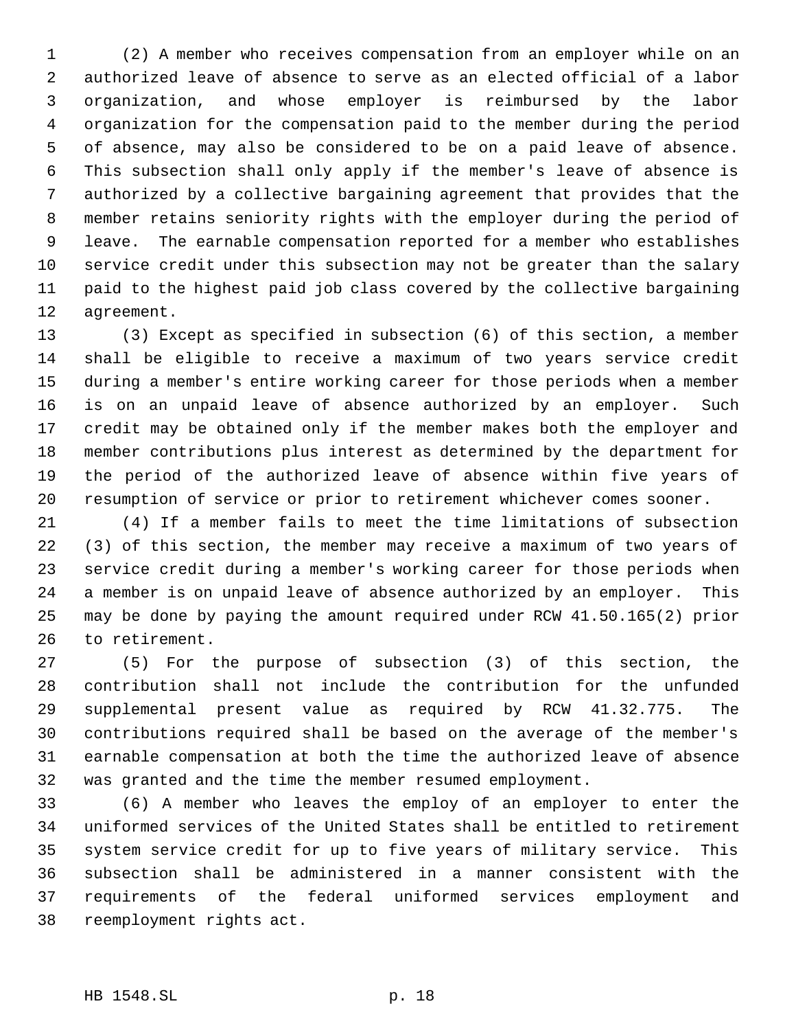(2) A member who receives compensation from an employer while on an authorized leave of absence to serve as an elected official of a labor organization, and whose employer is reimbursed by the labor organization for the compensation paid to the member during the period of absence, may also be considered to be on a paid leave of absence. This subsection shall only apply if the member's leave of absence is authorized by a collective bargaining agreement that provides that the member retains seniority rights with the employer during the period of leave. The earnable compensation reported for a member who establishes service credit under this subsection may not be greater than the salary paid to the highest paid job class covered by the collective bargaining agreement.

(3) Except as specified in subsection (6) of this section, a member shall be eligible to receive a maximum of two years service credit during a member's entire working career for those periods when a member is on an unpaid leave of absence authorized by an employer. Such credit may be obtained only if the member makes both the employer and member contributions plus interest as determined by the department for the period of the authorized leave of absence within five years of resumption of service or prior to retirement whichever comes sooner.

(4) If a member fails to meet the time limitations of subsection (3) of this section, the member may receive a maximum of two years of service credit during a member's working career for those periods when a member is on unpaid leave of absence authorized by an employer. This may be done by paying the amount required under RCW 41.50.165(2) prior to retirement.

(5) For the purpose of subsection (3) of this section, the contribution shall not include the contribution for the unfunded supplemental present value as required by RCW 41.32.775. The contributions required shall be based on the average of the member's earnable compensation at both the time the authorized leave of absence was granted and the time the member resumed employment.

(6) A member who leaves the employ of an employer to enter the uniformed services of the United States shall be entitled to retirement system service credit for up to five years of military service. This subsection shall be administered in a manner consistent with the requirements of the federal uniformed services employment and reemployment rights act.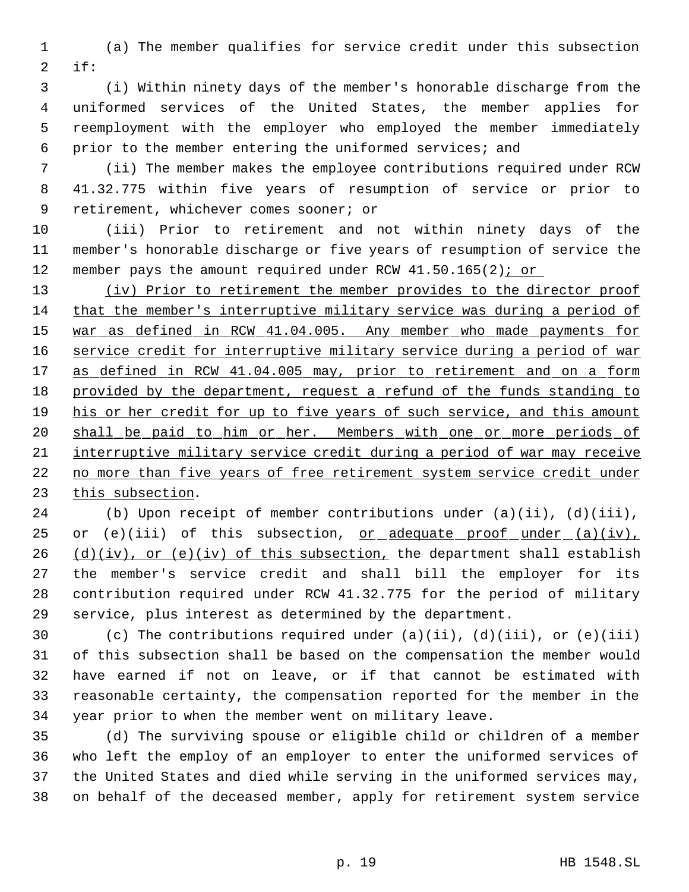(a) The member qualifies for service credit under this subsection if:

(i) Within ninety days of the member's honorable discharge from the uniformed services of the United States, the member applies for reemployment with the employer who employed the member immediately prior to the member entering the uniformed services; and

(ii) The member makes the employee contributions required under RCW 41.32.775 within five years of resumption of service or prior to retirement, whichever comes sooner; or

(iii) Prior to retirement and not within ninety days of the member's honorable discharge or five years of resumption of service the member pays the amount required under RCW 41.50.165(2); or

(iv) Prior to retirement the member provides to the director proof that the member's interruptive military service was during a period of war as defined in RCW 41.04.005. Any member who made payments for service credit for interruptive military service during a period of war as defined in RCW 41.04.005 may, prior to retirement and on a form provided by the department, request a refund of the funds standing to his or her credit for up to five years of such service, and this amount shall be paid to him or her. Members with one or more periods of interruptive military service credit during a period of war may receive no more than five years of free retirement system service credit under this subsection.

(b) Upon receipt of member contributions under (a)(ii), (d)(iii), or (e)(iii) of this subsection, or adequate proof under (a)(iv), (d)(iv), or (e)(iv) of this subsection, the department shall establish the member's service credit and shall bill the employer for its contribution required under RCW 41.32.775 for the period of military service, plus interest as determined by the department.

(c) The contributions required under (a)(ii), (d)(iii), or (e)(iii) of this subsection shall be based on the compensation the member would have earned if not on leave, or if that cannot be estimated with reasonable certainty, the compensation reported for the member in the year prior to when the member went on military leave.

(d) The surviving spouse or eligible child or children of a member who left the employ of an employer to enter the uniformed services of the United States and died while serving in the uniformed services may, on behalf of the deceased member, apply for retirement system service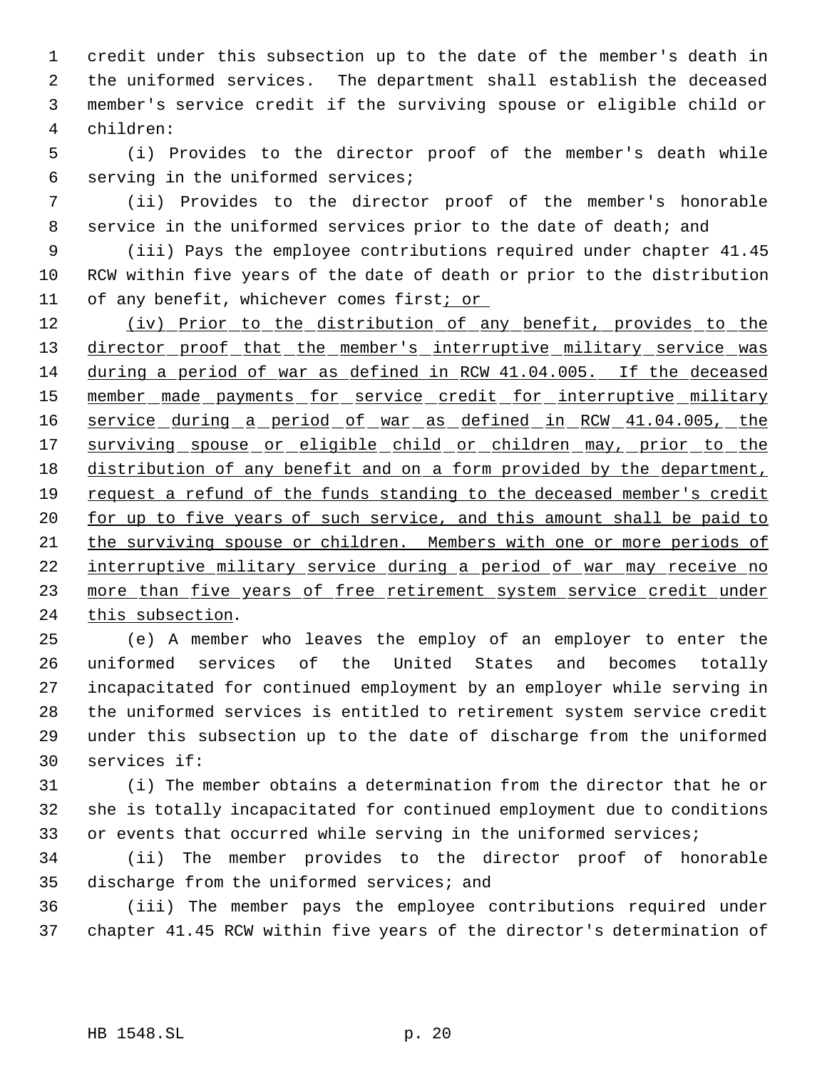credit under this subsection up to the date of the member's death in the uniformed services. The department shall establish the deceased member's service credit if the surviving spouse or eligible child or children:

(i) Provides to the director proof of the member's death while serving in the uniformed services;

(ii) Provides to the director proof of the member's honorable service in the uniformed services prior to the date of death; and

(iii) Pays the employee contributions required under chapter 41.45 RCW within five years of the date of death or prior to the distribution of any benefit, whichever comes first<u>; or</u>

<u>(iv) Prior to the distribution of any benefit, provides to the director proof that the member's interruptive military service was during a period of war as defined in RCW 41.04.005. If the deceased member made payments for service credit for interruptive military service during a period of war as defined in RCW 41.04.005, the surviving spouse or eligible child or children may, prior to the distribution of any benefit and on a form provided by the department, request a refund of the funds standing to the deceased member's credit for up to five years of such service, and this amount shall be paid to the surviving spouse or children. Members with one or more periods of interruptive military service during a period of war may receive no more than five years of free retirement system service credit under this subsection</u>.

(e) A member who leaves the employ of an employer to enter the uniformed services of the United States and becomes totally incapacitated for continued employment by an employer while serving in the uniformed services is entitled to retirement system service credit under this subsection up to the date of discharge from the uniformed services if:

(i) The member obtains a determination from the director that he or she is totally incapacitated for continued employment due to conditions or events that occurred while serving in the uniformed services;

(ii) The member provides to the director proof of honorable discharge from the uniformed services; and

(iii) The member pays the employee contributions required under chapter 41.45 RCW within five years of the director's determination of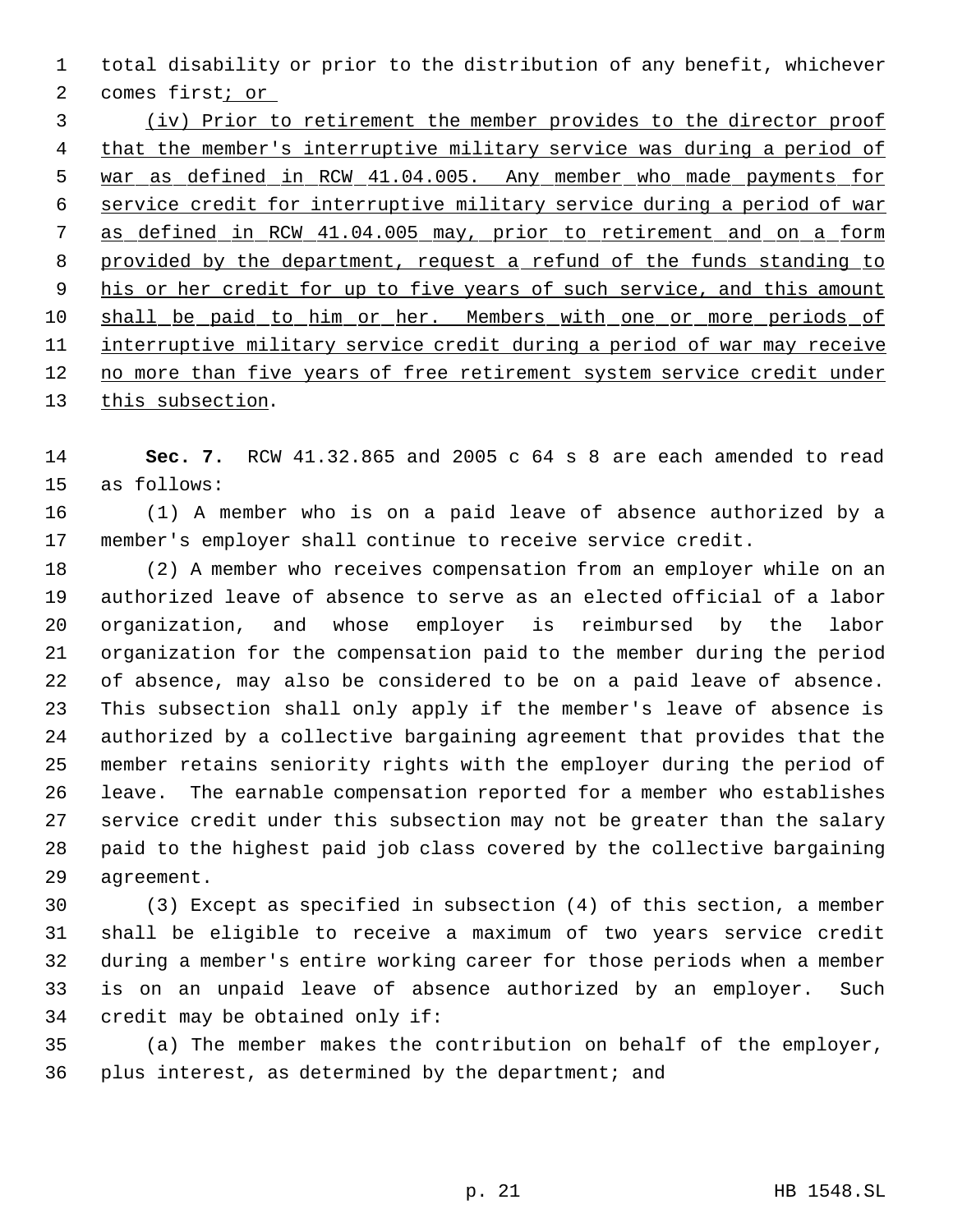total disability or prior to the distribution of any benefit, whichever comes first; or

(iv) Prior to retirement the member provides to the director proof that the member's interruptive military service was during a period of war as defined in RCW 41.04.005. Any member who made payments for service credit for interruptive military service during a period of war as defined in RCW 41.04.005 may, prior to retirement and on a form provided by the department, request a refund of the funds standing to his or her credit for up to five years of such service, and this amount shall be paid to him or her. Members with one or more periods of interruptive military service credit during a period of war may receive no more than five years of free retirement system service credit under this subsection.

**Sec. 7.** RCW 41.32.865 and 2005 c 64 s 8 are each amended to read as follows:

(1) A member who is on a paid leave of absence authorized by a member's employer shall continue to receive service credit.

(2) A member who receives compensation from an employer while on an authorized leave of absence to serve as an elected official of a labor organization, and whose employer is reimbursed by the labor organization for the compensation paid to the member during the period of absence, may also be considered to be on a paid leave of absence. This subsection shall only apply if the member's leave of absence is authorized by a collective bargaining agreement that provides that the member retains seniority rights with the employer during the period of leave. The earnable compensation reported for a member who establishes service credit under this subsection may not be greater than the salary paid to the highest paid job class covered by the collective bargaining agreement.

(3) Except as specified in subsection (4) of this section, a member shall be eligible to receive a maximum of two years service credit during a member's entire working career for those periods when a member is on an unpaid leave of absence authorized by an employer. Such credit may be obtained only if:

(a) The member makes the contribution on behalf of the employer, plus interest, as determined by the department; and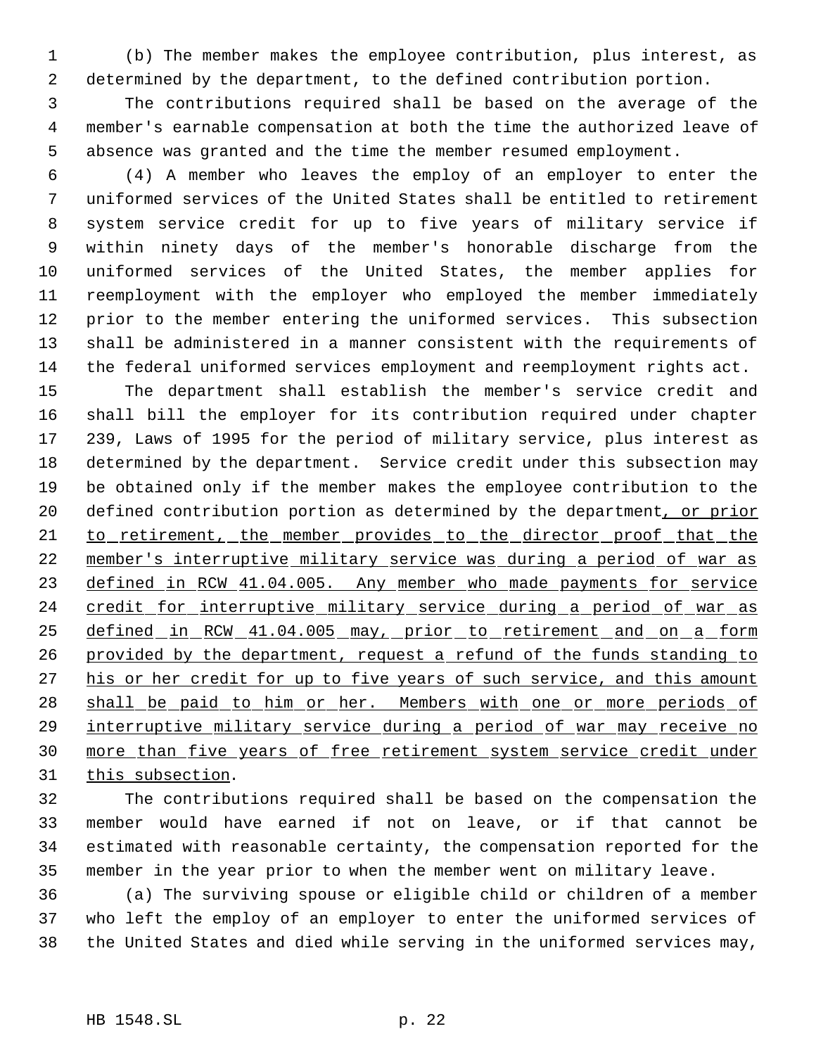(b) The member makes the employee contribution, plus interest, as determined by the department, to the defined contribution portion.

The contributions required shall be based on the average of the member's earnable compensation at both the time the authorized leave of absence was granted and the time the member resumed employment.

(4) A member who leaves the employ of an employer to enter the uniformed services of the United States shall be entitled to retirement system service credit for up to five years of military service if within ninety days of the member's honorable discharge from the uniformed services of the United States, the member applies for reemployment with the employer who employed the member immediately prior to the member entering the uniformed services. This subsection shall be administered in a manner consistent with the requirements of the federal uniformed services employment and reemployment rights act.

The department shall establish the member's service credit and shall bill the employer for its contribution required under chapter 239, Laws of 1995 for the period of military service, plus interest as determined by the department. Service credit under this subsection may be obtained only if the member makes the employee contribution to the defined contribution portion as determined by the department, or prior to retirement, the member provides to the director proof that the member's interruptive military service was during a period of war as defined in RCW 41.04.005. Any member who made payments for service credit for interruptive military service during a period of war as defined in RCW 41.04.005 may, prior to retirement and on a form provided by the department, request a refund of the funds standing to his or her credit for up to five years of such service, and this amount shall be paid to him or her. Members with one or more periods of interruptive military service during a period of war may receive no more than five years of free retirement system service credit under this subsection.

The contributions required shall be based on the compensation the member would have earned if not on leave, or if that cannot be estimated with reasonable certainty, the compensation reported for the member in the year prior to when the member went on military leave.

(a) The surviving spouse or eligible child or children of a member who left the employ of an employer to enter the uniformed services of the United States and died while serving in the uniformed services may,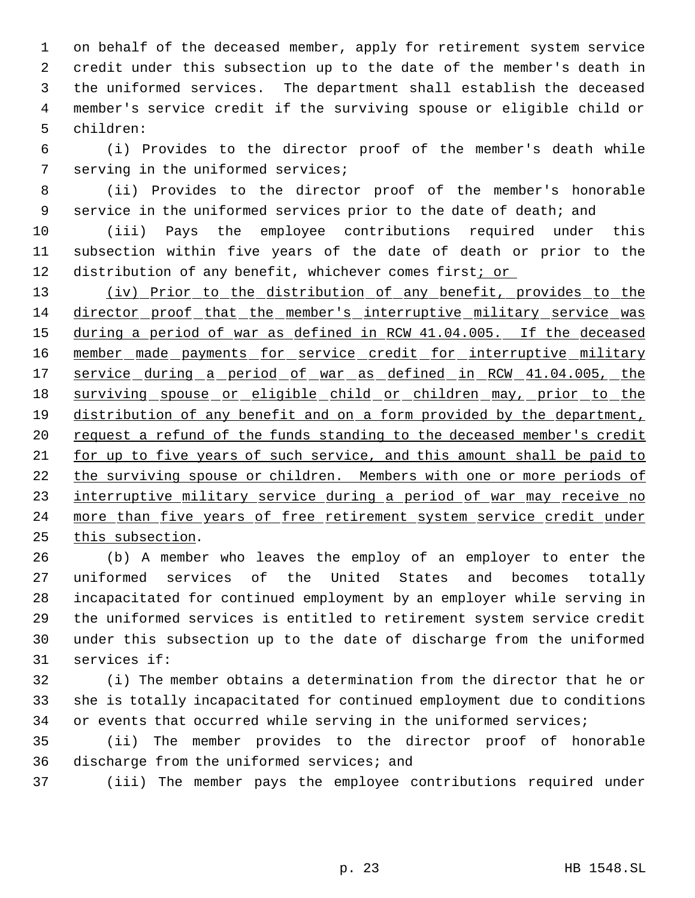on behalf of the deceased member, apply for retirement system service credit under this subsection up to the date of the member's death in the uniformed services. The department shall establish the deceased member's service credit if the surviving spouse or eligible child or children:

(i) Provides to the director proof of the member's death while serving in the uniformed services;

(ii) Provides to the director proof of the member's honorable service in the uniformed services prior to the date of death; and

(iii) Pays the employee contributions required under this subsection within five years of the date of death or prior to the distribution of any benefit, whichever comes first; or

(iv) Prior to the distribution of any benefit, provides to the director proof that the member's interruptive military service was during a period of war as defined in RCW 41.04.005. If the deceased member made payments for service credit for interruptive military service during a period of war as defined in RCW 41.04.005, the surviving spouse or eligible child or children may, prior to the distribution of any benefit and on a form provided by the department, request a refund of the funds standing to the deceased member's credit for up to five years of such service, and this amount shall be paid to the surviving spouse or children. Members with one or more periods of interruptive military service during a period of war may receive no more than five years of free retirement system service credit under this subsection.

(b) A member who leaves the employ of an employer to enter the uniformed services of the United States and becomes totally incapacitated for continued employment by an employer while serving in the uniformed services is entitled to retirement system service credit under this subsection up to the date of discharge from the uniformed services if:

(i) The member obtains a determination from the director that he or she is totally incapacitated for continued employment due to conditions or events that occurred while serving in the uniformed services;

(ii) The member provides to the director proof of honorable discharge from the uniformed services; and

(iii) The member pays the employee contributions required under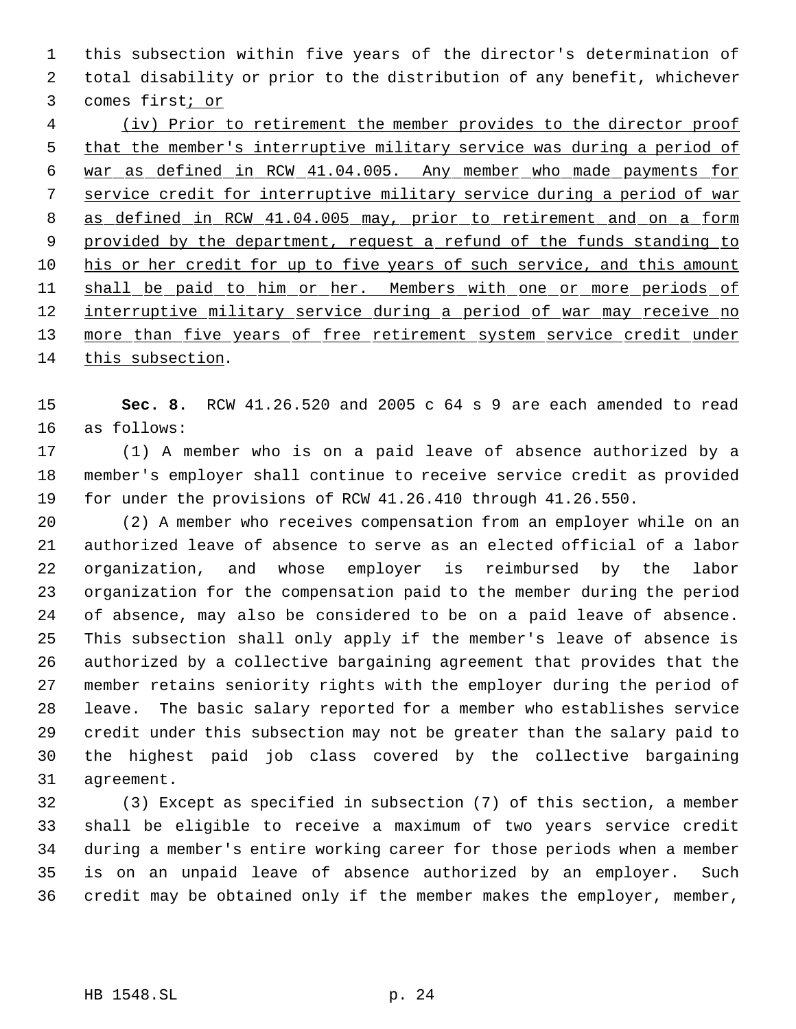this subsection within five years of the director's determination of total disability or prior to the distribution of any benefit, whichever comes first<u>; or</u>

<u>(iv) Prior to retirement the member provides to the director proof that the member's interruptive military service was during a period of war as defined in RCW 41.04.005. Any member who made payments for service credit for interruptive military service during a period of war as defined in RCW 41.04.005 may, prior to retirement and on a form provided by the department, request a refund of the funds standing to his or her credit for up to five years of such service, and this amount shall be paid to him or her. Members with one or more periods of interruptive military service during a period of war may receive no more than five years of free retirement system service credit under this subsection</u>.

**Sec. 8.** RCW 41.26.520 and 2005 c 64 s 9 are each amended to read as follows:

(1) A member who is on a paid leave of absence authorized by a member's employer shall continue to receive service credit as provided for under the provisions of RCW 41.26.410 through 41.26.550.

(2) A member who receives compensation from an employer while on an authorized leave of absence to serve as an elected official of a labor organization, and whose employer is reimbursed by the labor organization for the compensation paid to the member during the period of absence, may also be considered to be on a paid leave of absence. This subsection shall only apply if the member's leave of absence is authorized by a collective bargaining agreement that provides that the member retains seniority rights with the employer during the period of leave. The basic salary reported for a member who establishes service credit under this subsection may not be greater than the salary paid to the highest paid job class covered by the collective bargaining agreement.

(3) Except as specified in subsection (7) of this section, a member shall be eligible to receive a maximum of two years service credit during a member's entire working career for those periods when a member is on an unpaid leave of absence authorized by an employer. Such credit may be obtained only if the member makes the employer, member,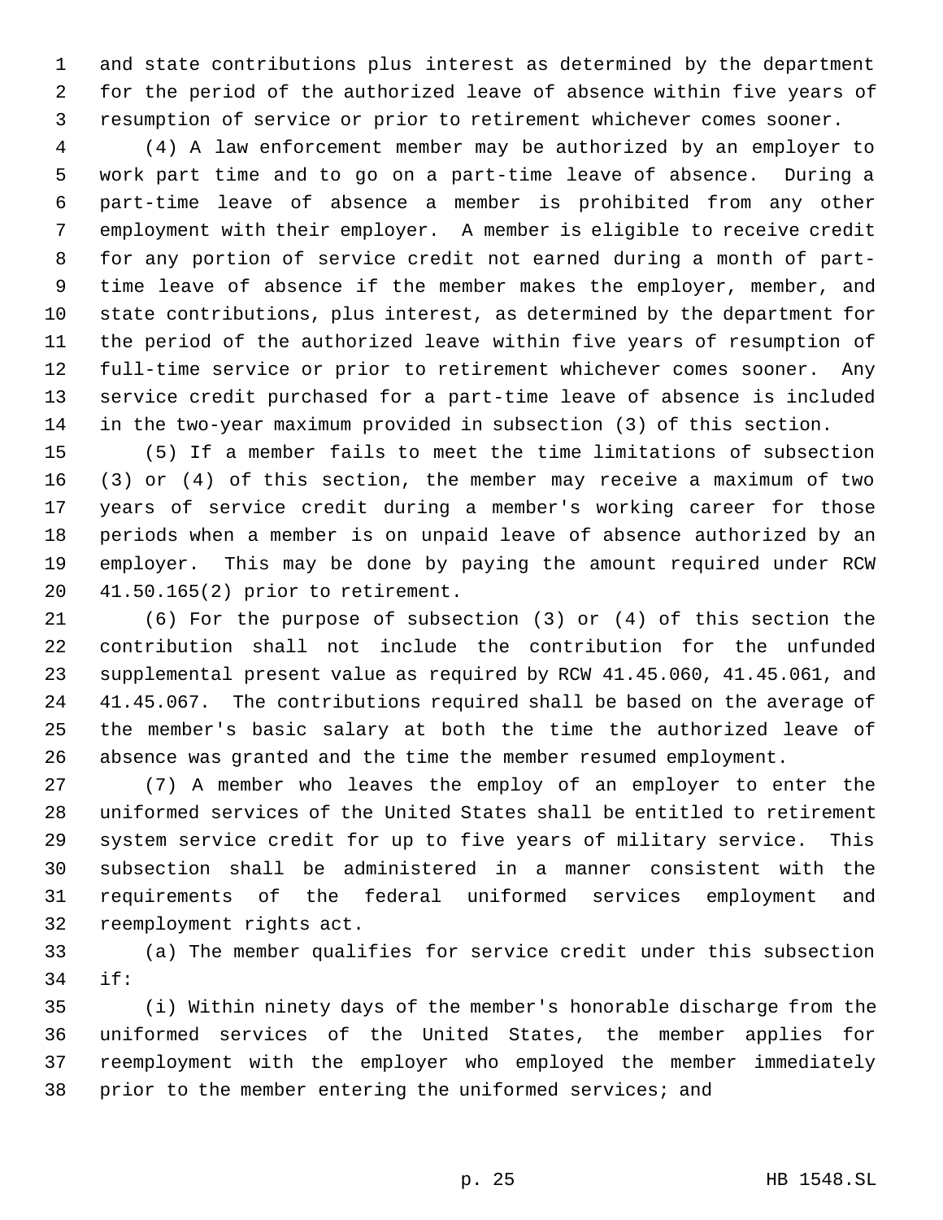and state contributions plus interest as determined by the department for the period of the authorized leave of absence within five years of resumption of service or prior to retirement whichever comes sooner.

(4) A law enforcement member may be authorized by an employer to work part time and to go on a part-time leave of absence. During a part-time leave of absence a member is prohibited from any other employment with their employer. A member is eligible to receive credit for any portion of service credit not earned during a month of part-time leave of absence if the member makes the employer, member, and state contributions, plus interest, as determined by the department for the period of the authorized leave within five years of resumption of full-time service or prior to retirement whichever comes sooner. Any service credit purchased for a part-time leave of absence is included in the two-year maximum provided in subsection (3) of this section.

(5) If a member fails to meet the time limitations of subsection (3) or (4) of this section, the member may receive a maximum of two years of service credit during a member's working career for those periods when a member is on unpaid leave of absence authorized by an employer. This may be done by paying the amount required under RCW 41.50.165(2) prior to retirement.

(6) For the purpose of subsection (3) or (4) of this section the contribution shall not include the contribution for the unfunded supplemental present value as required by RCW 41.45.060, 41.45.061, and 41.45.067. The contributions required shall be based on the average of the member's basic salary at both the time the authorized leave of absence was granted and the time the member resumed employment.

(7) A member who leaves the employ of an employer to enter the uniformed services of the United States shall be entitled to retirement system service credit for up to five years of military service. This subsection shall be administered in a manner consistent with the requirements of the federal uniformed services employment and reemployment rights act.

(a) The member qualifies for service credit under this subsection if:

(i) Within ninety days of the member's honorable discharge from the uniformed services of the United States, the member applies for reemployment with the employer who employed the member immediately prior to the member entering the uniformed services; and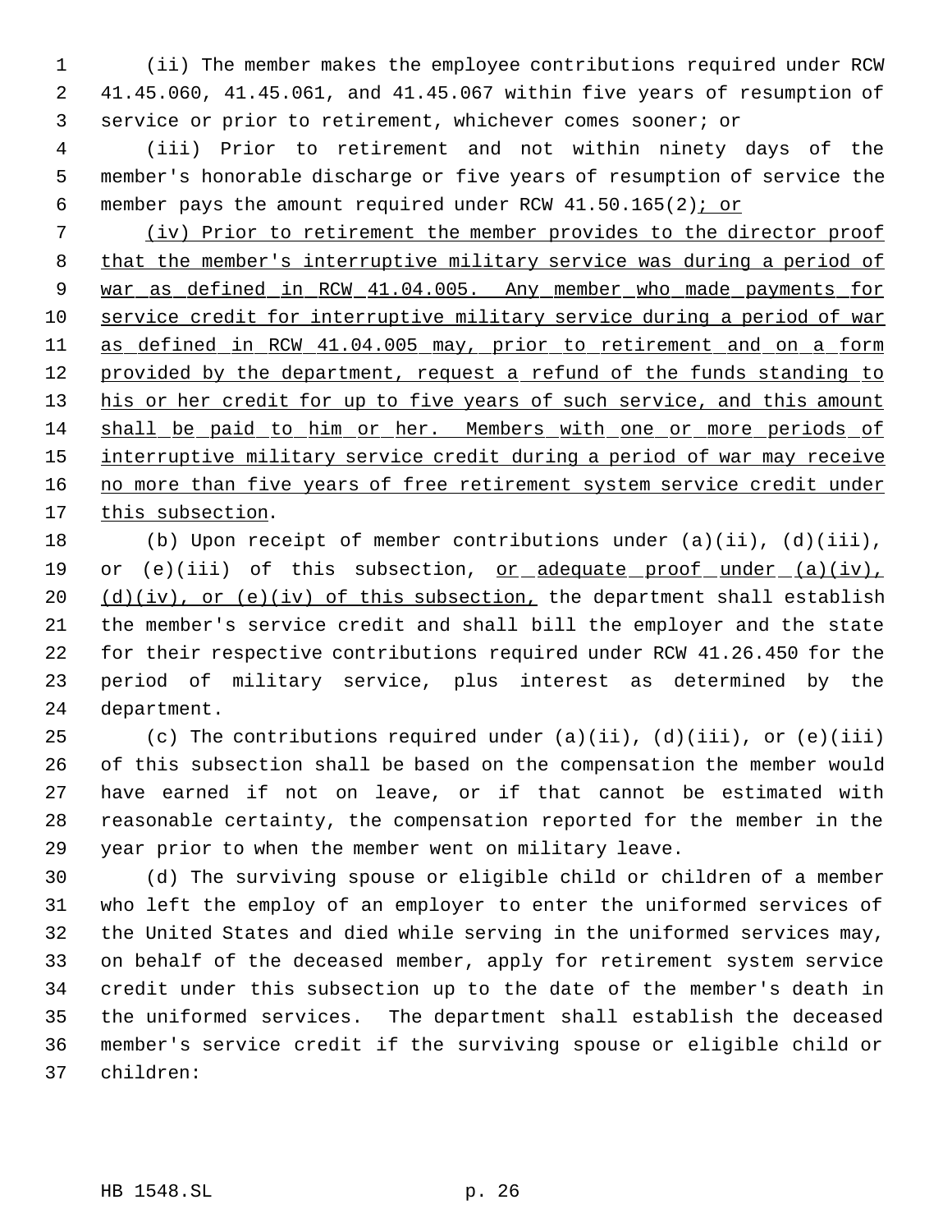(ii) The member makes the employee contributions required under RCW 41.45.060, 41.45.061, and 41.45.067 within five years of resumption of service or prior to retirement, whichever comes sooner; or

(iii) Prior to retirement and not within ninety days of the member's honorable discharge or five years of resumption of service the member pays the amount required under RCW 41.50.165(2); or

(iv) Prior to retirement the member provides to the director proof that the member's interruptive military service was during a period of war as defined in RCW 41.04.005. Any member who made payments for service credit for interruptive military service during a period of war as defined in RCW 41.04.005 may, prior to retirement and on a form provided by the department, request a refund of the funds standing to his or her credit for up to five years of such service, and this amount shall be paid to him or her. Members with one or more periods of interruptive military service credit during a period of war may receive no more than five years of free retirement system service credit under this subsection.

(b) Upon receipt of member contributions under (a)(ii), (d)(iii), or (e)(iii) of this subsection, or adequate proof under (a)(iv), (d)(iv), or (e)(iv) of this subsection, the department shall establish the member's service credit and shall bill the employer and the state for their respective contributions required under RCW 41.26.450 for the period of military service, plus interest as determined by the department.

(c) The contributions required under (a)(ii), (d)(iii), or (e)(iii) of this subsection shall be based on the compensation the member would have earned if not on leave, or if that cannot be estimated with reasonable certainty, the compensation reported for the member in the year prior to when the member went on military leave.

(d) The surviving spouse or eligible child or children of a member who left the employ of an employer to enter the uniformed services of the United States and died while serving in the uniformed services may, on behalf of the deceased member, apply for retirement system service credit under this subsection up to the date of the member's death in the uniformed services. The department shall establish the deceased member's service credit if the surviving spouse or eligible child or children: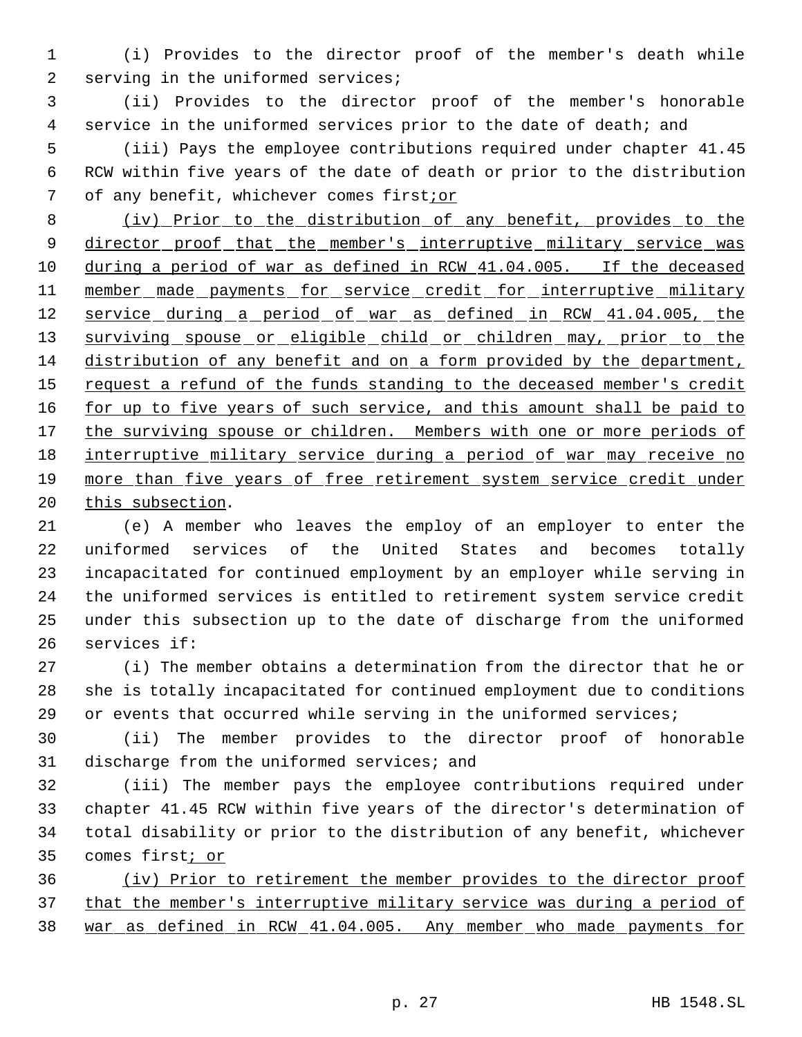(i) Provides to the director proof of the member's death while serving in the uniformed services;

(ii) Provides to the director proof of the member's honorable service in the uniformed services prior to the date of death; and

(iii) Pays the employee contributions required under chapter 41.45 RCW within five years of the date of death or prior to the distribution of any benefit, whichever comes first;or

(iv) Prior to the distribution of any benefit, provides to the director proof that the member's interruptive military service was during a period of war as defined in RCW 41.04.005. If the deceased member made payments for service credit for interruptive military service during a period of war as defined in RCW 41.04.005, the surviving spouse or eligible child or children may, prior to the distribution of any benefit and on a form provided by the department, request a refund of the funds standing to the deceased member's credit for up to five years of such service, and this amount shall be paid to the surviving spouse or children. Members with one or more periods of interruptive military service during a period of war may receive no more than five years of free retirement system service credit under this subsection.

(e) A member who leaves the employ of an employer to enter the uniformed services of the United States and becomes totally incapacitated for continued employment by an employer while serving in the uniformed services is entitled to retirement system service credit under this subsection up to the date of discharge from the uniformed services if:

(i) The member obtains a determination from the director that he or she is totally incapacitated for continued employment due to conditions or events that occurred while serving in the uniformed services;

(ii) The member provides to the director proof of honorable discharge from the uniformed services; and

(iii) The member pays the employee contributions required under chapter 41.45 RCW within five years of the director's determination of total disability or prior to the distribution of any benefit, whichever comes first; or

(iv) Prior to retirement the member provides to the director proof that the member's interruptive military service was during a period of war as defined in RCW 41.04.005. Any member who made payments for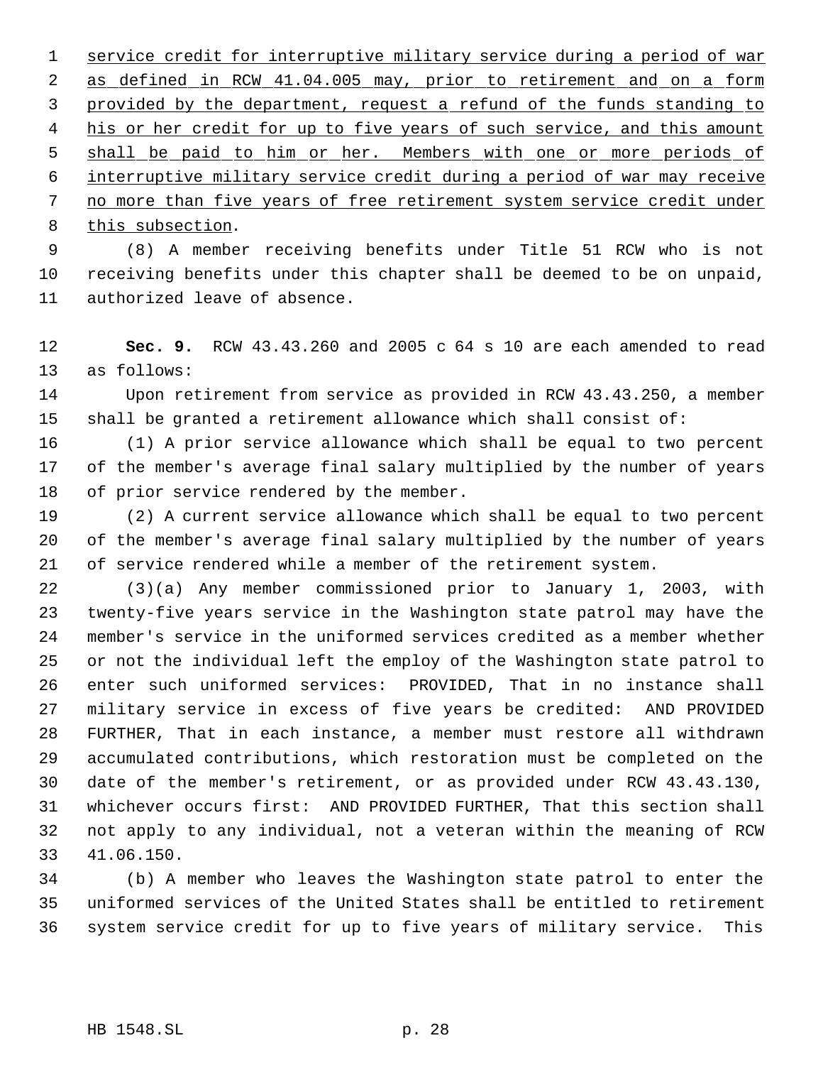service credit for interruptive military service during a period of war as defined in RCW 41.04.005 may, prior to retirement and on a form provided by the department, request a refund of the funds standing to his or her credit for up to five years of such service, and this amount shall be paid to him or her. Members with one or more periods of interruptive military service credit during a period of war may receive no more than five years of free retirement system service credit under this subsection.

(8) A member receiving benefits under Title 51 RCW who is not receiving benefits under this chapter shall be deemed to be on unpaid, authorized leave of absence.

**Sec. 9.** RCW 43.43.260 and 2005 c 64 s 10 are each amended to read as follows:

Upon retirement from service as provided in RCW 43.43.250, a member shall be granted a retirement allowance which shall consist of:

(1) A prior service allowance which shall be equal to two percent of the member's average final salary multiplied by the number of years of prior service rendered by the member.

(2) A current service allowance which shall be equal to two percent of the member's average final salary multiplied by the number of years of service rendered while a member of the retirement system.

(3)(a) Any member commissioned prior to January 1, 2003, with twenty-five years service in the Washington state patrol may have the member's service in the uniformed services credited as a member whether or not the individual left the employ of the Washington state patrol to enter such uniformed services: PROVIDED, That in no instance shall military service in excess of five years be credited: AND PROVIDED FURTHER, That in each instance, a member must restore all withdrawn accumulated contributions, which restoration must be completed on the date of the member's retirement, or as provided under RCW 43.43.130, whichever occurs first: AND PROVIDED FURTHER, That this section shall not apply to any individual, not a veteran within the meaning of RCW 41.06.150.

(b) A member who leaves the Washington state patrol to enter the uniformed services of the United States shall be entitled to retirement system service credit for up to five years of military service. This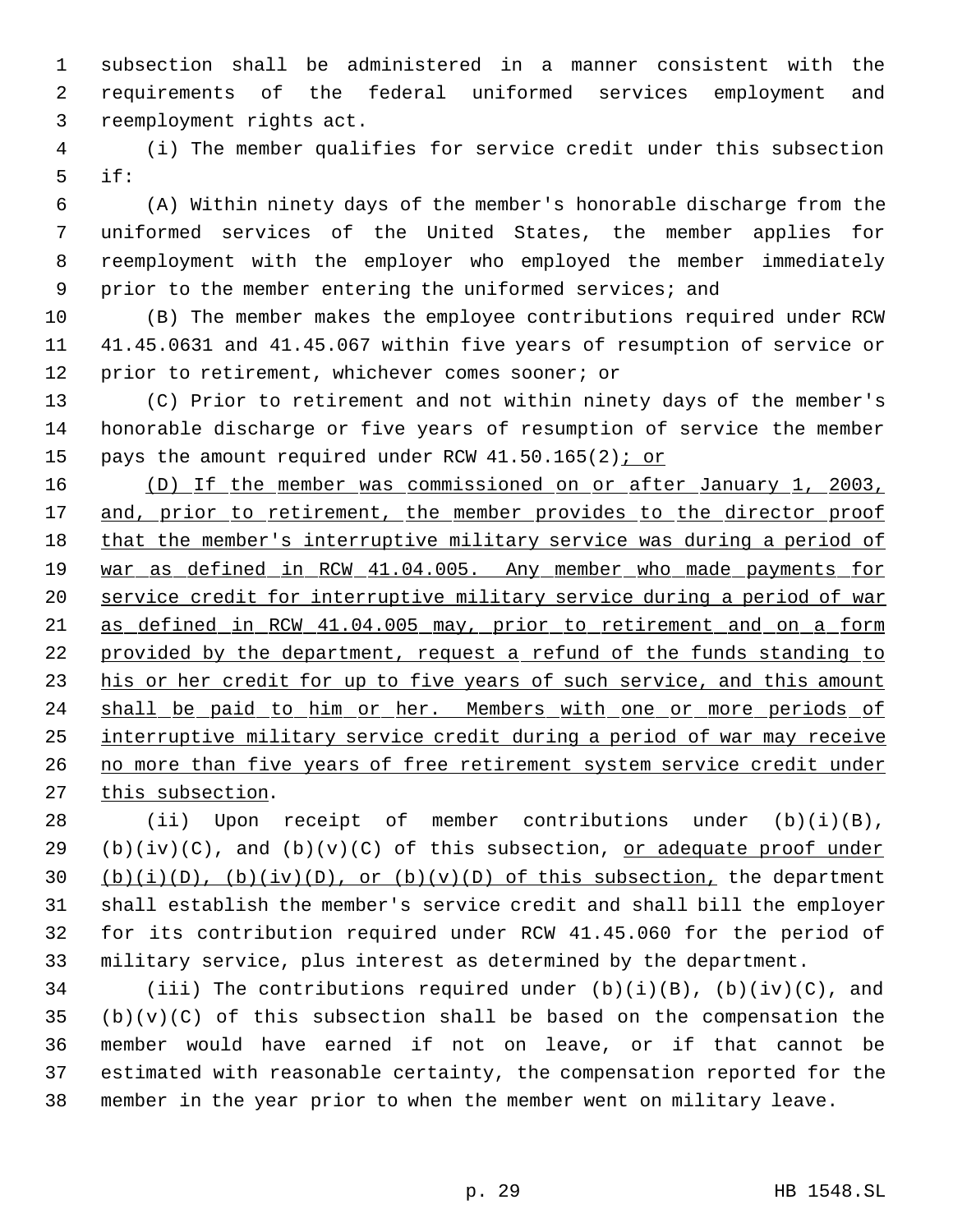subsection shall be administered in a manner consistent with the requirements of the federal uniformed services employment and reemployment rights act.

(i) The member qualifies for service credit under this subsection if:

(A) Within ninety days of the member's honorable discharge from the uniformed services of the United States, the member applies for reemployment with the employer who employed the member immediately prior to the member entering the uniformed services; and

(B) The member makes the employee contributions required under RCW 41.45.0631 and 41.45.067 within five years of resumption of service or prior to retirement, whichever comes sooner; or

(C) Prior to retirement and not within ninety days of the member's honorable discharge or five years of resumption of service the member pays the amount required under RCW 41.50.165(2)<u>; or</u>

<u>(D) If the member was commissioned on or after January 1, 2003, and, prior to retirement, the member provides to the director proof that the member's interruptive military service was during a period of war as defined in RCW 41.04.005. Any member who made payments for service credit for interruptive military service during a period of war as defined in RCW 41.04.005 may, prior to retirement and on a form provided by the department, request a refund of the funds standing to his or her credit for up to five years of such service, and this amount shall be paid to him or her. Members with one or more periods of interruptive military service credit during a period of war may receive no more than five years of free retirement system service credit under this subsection</u>.

(ii) Upon receipt of member contributions under (b)(i)(B), (b)(iv)(C), and (b)(v)(C) of this subsection, <u>or adequate proof under (b)(i)(D), (b)(iv)(D), or (b)(v)(D) of this subsection,</u> the department shall establish the member's service credit and shall bill the employer for its contribution required under RCW 41.45.060 for the period of military service, plus interest as determined by the department.

(iii) The contributions required under (b)(i)(B), (b)(iv)(C), and (b)(v)(C) of this subsection shall be based on the compensation the member would have earned if not on leave, or if that cannot be estimated with reasonable certainty, the compensation reported for the member in the year prior to when the member went on military leave.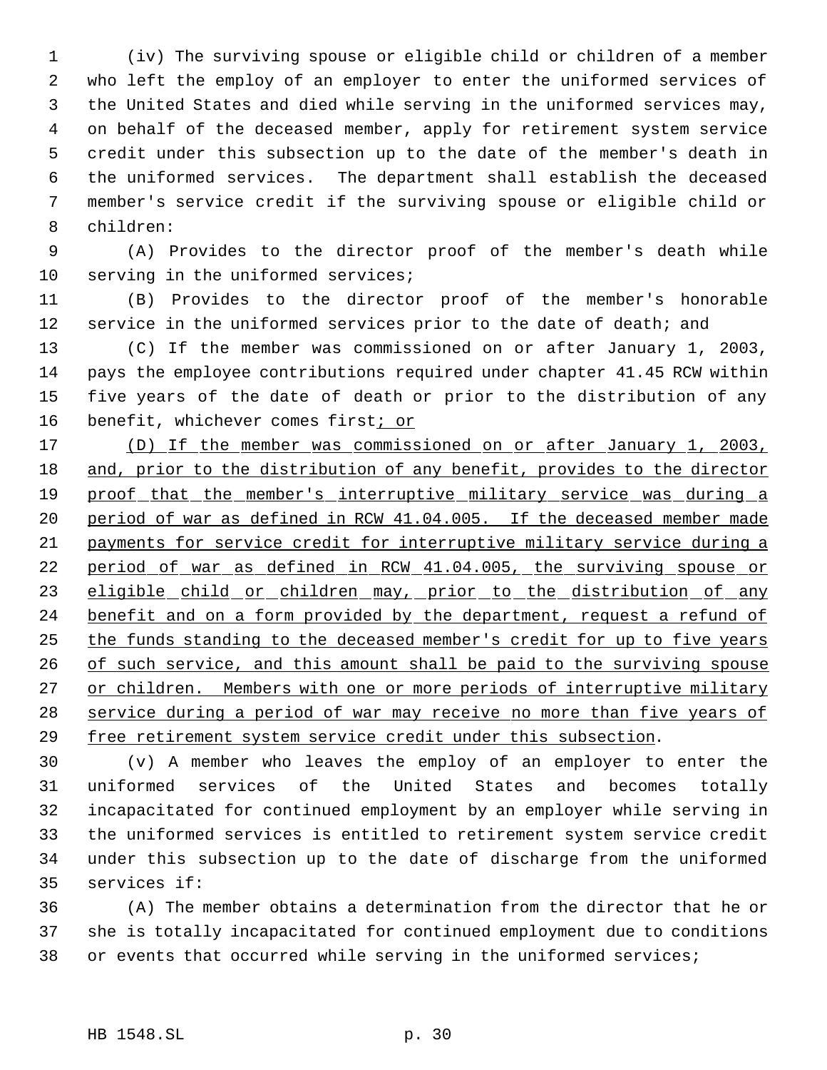(iv) The surviving spouse or eligible child or children of a member who left the employ of an employer to enter the uniformed services of the United States and died while serving in the uniformed services may, on behalf of the deceased member, apply for retirement system service credit under this subsection up to the date of the member's death in the uniformed services. The department shall establish the deceased member's service credit if the surviving spouse or eligible child or children:

(A) Provides to the director proof of the member's death while serving in the uniformed services;

(B) Provides to the director proof of the member's honorable service in the uniformed services prior to the date of death; and

(C) If the member was commissioned on or after January 1, 2003, pays the employee contributions required under chapter 41.45 RCW within five years of the date of death or prior to the distribution of any benefit, whichever comes first<u>; or</u>

<u>(D) If the member was commissioned on or after January 1, 2003, and, prior to the distribution of any benefit, provides to the director proof that the member's interruptive military service was during a period of war as defined in RCW 41.04.005. If the deceased member made payments for service credit for interruptive military service during a period of war as defined in RCW 41.04.005, the surviving spouse or eligible child or children may, prior to the distribution of any benefit and on a form provided by the department, request a refund of the funds standing to the deceased member's credit for up to five years of such service, and this amount shall be paid to the surviving spouse or children. Members with one or more periods of interruptive military service during a period of war may receive no more than five years of free retirement system service credit under this subsection</u>.

(v) A member who leaves the employ of an employer to enter the uniformed services of the United States and becomes totally incapacitated for continued employment by an employer while serving in the uniformed services is entitled to retirement system service credit under this subsection up to the date of discharge from the uniformed services if:

(A) The member obtains a determination from the director that he or she is totally incapacitated for continued employment due to conditions or events that occurred while serving in the uniformed services;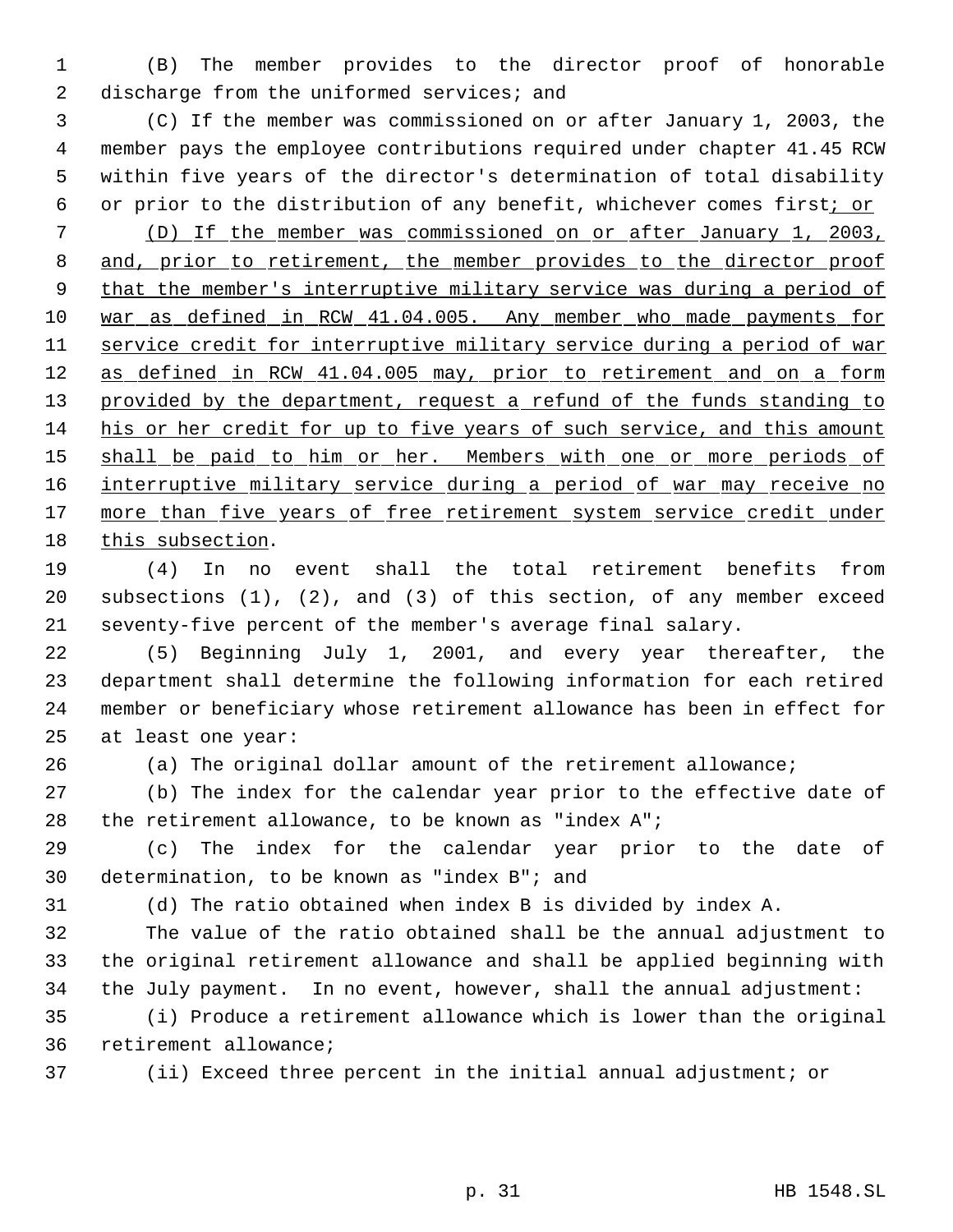(B) The member provides to the director proof of honorable discharge from the uniformed services; and

(C) If the member was commissioned on or after January 1, 2003, the member pays the employee contributions required under chapter 41.45 RCW within five years of the director's determination of total disability or prior to the distribution of any benefit, whichever comes first<ins>; or</ins>

<ins>(D) If the member was commissioned on or after January 1, 2003, and, prior to retirement, the member provides to the director proof that the member's interruptive military service was during a period of war as defined in RCW 41.04.005. Any member who made payments for service credit for interruptive military service during a period of war as defined in RCW 41.04.005 may, prior to retirement and on a form provided by the department, request a refund of the funds standing to his or her credit for up to five years of such service, and this amount shall be paid to him or her. Members with one or more periods of interruptive military service during a period of war may receive no more than five years of free retirement system service credit under this subsection</ins>.

(4) In no event shall the total retirement benefits from subsections (1), (2), and (3) of this section, of any member exceed seventy-five percent of the member's average final salary.

(5) Beginning July 1, 2001, and every year thereafter, the department shall determine the following information for each retired member or beneficiary whose retirement allowance has been in effect for at least one year:

(a) The original dollar amount of the retirement allowance;

(b) The index for the calendar year prior to the effective date of the retirement allowance, to be known as "index A";

(c) The index for the calendar year prior to the date of determination, to be known as "index B"; and

(d) The ratio obtained when index B is divided by index A.

The value of the ratio obtained shall be the annual adjustment to the original retirement allowance and shall be applied beginning with the July payment. In no event, however, shall the annual adjustment:

(i) Produce a retirement allowance which is lower than the original retirement allowance;

(ii) Exceed three percent in the initial annual adjustment; or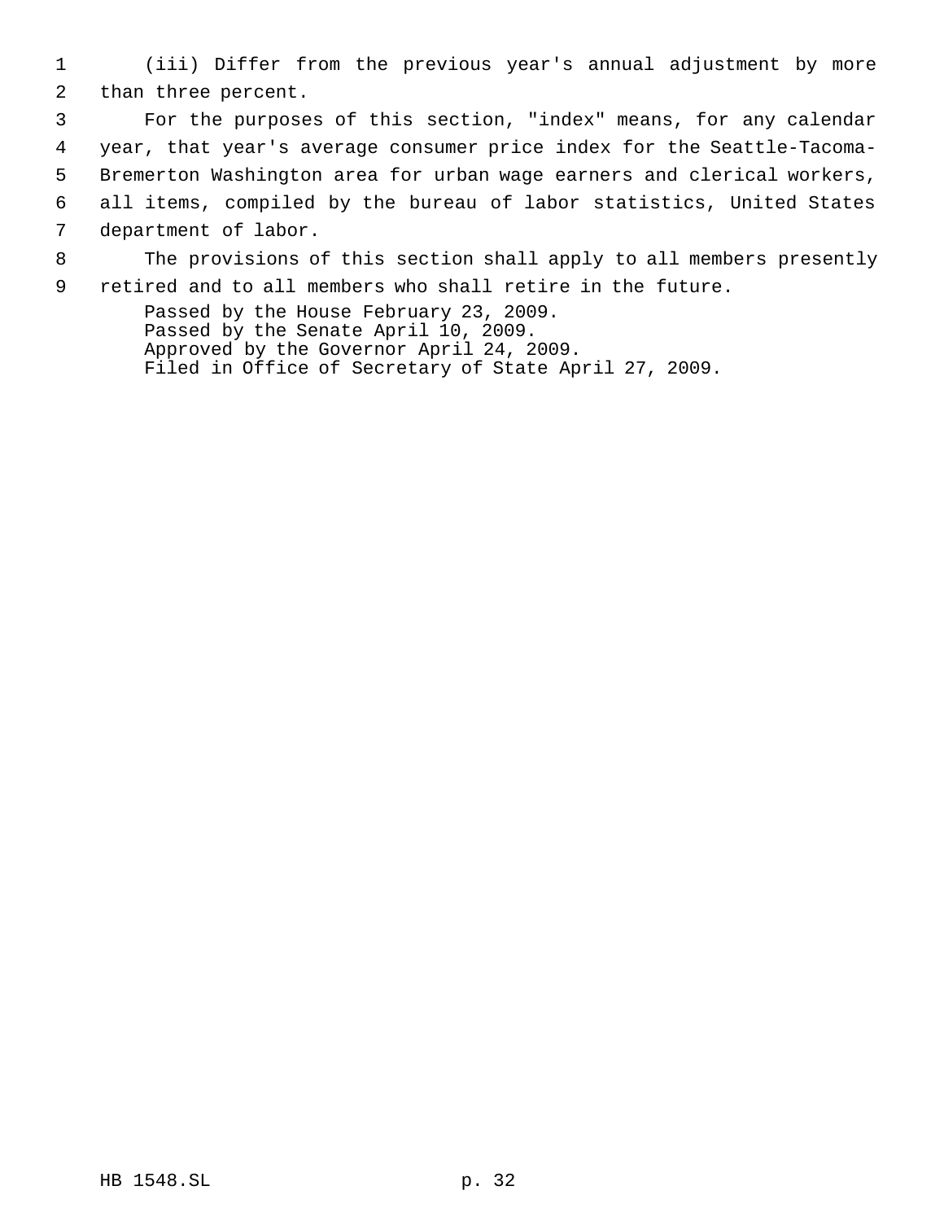(iii) Differ from the previous year's annual adjustment by more than three percent.

For the purposes of this section, "index" means, for any calendar year, that year's average consumer price index for the Seattle-Tacoma-Bremerton Washington area for urban wage earners and clerical workers, all items, compiled by the bureau of labor statistics, United States department of labor.

The provisions of this section shall apply to all members presently retired and to all members who shall retire in the future.

Passed by the House February 23, 2009.
Passed by the Senate April 10, 2009.
Approved by the Governor April 24, 2009.
Filed in Office of Secretary of State April 27, 2009.